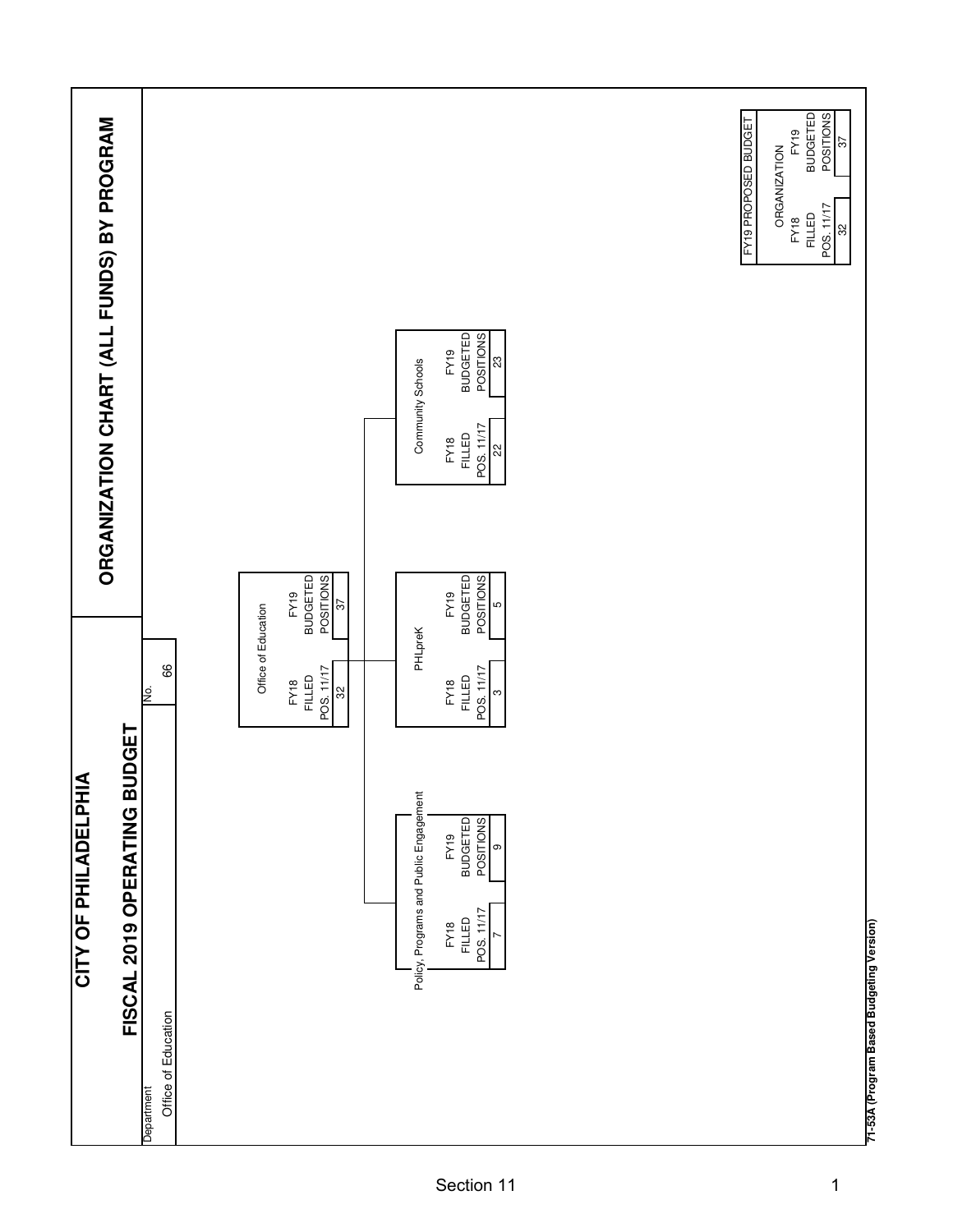# CITY OF PHILADELPHIA

## FISCAL 2019 OPERATING BUDGET

## ORGANIZATION CHART (ALL FUNDS) BY PROGRAM

| Department | No. |
|---|---|
| Office of Education | 66 |

**Office of Education**

| FY18 FILLED POS. 11/17 | FY19 BUDGETED POSITIONS |
|---|---|
| 32 | 37 |

**Policy, Programs and Public Engagement**

| FY18 FILLED POS. 11/17 | FY19 BUDGETED POSITIONS |
|---|---|
| 7 | 9 |

**PHLpreK**

| FY18 FILLED POS. 11/17 | FY19 BUDGETED POSITIONS |
|---|---|
| 3 | 5 |

**Community Schools**

| FY18 FILLED POS. 11/17 | FY19 BUDGETED POSITIONS |
|---|---|
| 22 | 23 |

**FY19 PROPOSED BUDGET — ORGANIZATION**

| FY18 FILLED POS. 11/17 | FY19 BUDGETED POSITIONS |
|---|---|
| 32 | 37 |

71-53A (Program Based Budgeting Version)

Section 11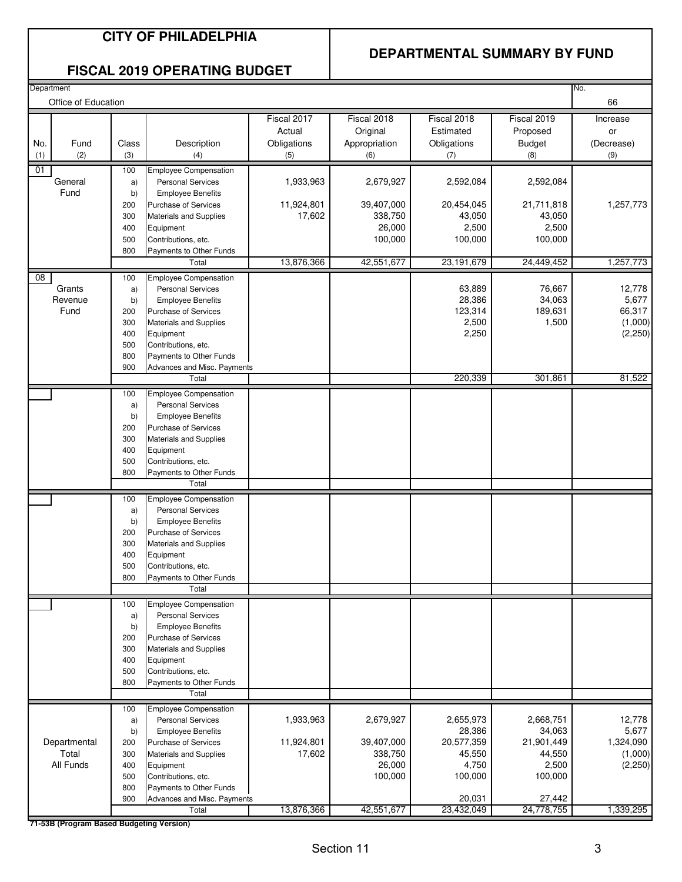# CITY OF PHILADELPHIA

## FISCAL 2019 OPERATING BUDGET

## DEPARTMENTAL SUMMARY BY FUND

Department: Office of Education

No.: 66

| No. (1) | Fund (2) | Class (3) | Description (4) | Fiscal 2017 Actual Obligations (5) | Fiscal 2018 Original Appropriation (6) | Fiscal 2018 Estimated Obligations (7) | Fiscal 2019 Proposed Budget (8) | Increase or (Decrease) (9) |
|---|---|---|---|---|---|---|---|---|
| 01 | General Fund | 100 | Employee Compensation | | | | | |
| | | a) | Personal Services | 1,933,963 | 2,679,927 | 2,592,084 | 2,592,084 | |
| | | b) | Employee Benefits | | | | | |
| | | 200 | Purchase of Services | 11,924,801 | 39,407,000 | 20,454,045 | 21,711,818 | 1,257,773 |
| | | 300 | Materials and Supplies | 17,602 | 338,750 | 43,050 | 43,050 | |
| | | 400 | Equipment | | 26,000 | 2,500 | 2,500 | |
| | | 500 | Contributions, etc. | | 100,000 | 100,000 | 100,000 | |
| | | 800 | Payments to Other Funds | | | | | |
| | | | Total | 13,876,366 | 42,551,677 | 23,191,679 | 24,449,452 | 1,257,773 |
| 08 | Grants Revenue Fund | 100 | Employee Compensation | | | | | |
| | | a) | Personal Services | | | 63,889 | 76,667 | 12,778 |
| | | b) | Employee Benefits | | | 28,386 | 34,063 | 5,677 |
| | | 200 | Purchase of Services | | | 123,314 | 189,631 | 66,317 |
| | | 300 | Materials and Supplies | | | 2,500 | 1,500 | (1,000) |
| | | 400 | Equipment | | | 2,250 | | (2,250) |
| | | 500 | Contributions, etc. | | | | | |
| | | 800 | Payments to Other Funds | | | | | |
| | | 900 | Advances and Misc. Payments | | | | | |
| | | | Total | | | 220,339 | 301,861 | 81,522 |
| | Departmental Total All Funds | 100 | Employee Compensation | | | | | |
| | | a) | Personal Services | 1,933,963 | 2,679,927 | 2,655,973 | 2,668,751 | 12,778 |
| | | b) | Employee Benefits | | | 28,386 | 34,063 | 5,677 |
| | | 200 | Purchase of Services | 11,924,801 | 39,407,000 | 20,577,359 | 21,901,449 | 1,324,090 |
| | | 300 | Materials and Supplies | 17,602 | 338,750 | 45,550 | 44,550 | (1,000) |
| | | 400 | Equipment | | 26,000 | 4,750 | 2,500 | (2,250) |
| | | 500 | Contributions, etc. | | 100,000 | 100,000 | 100,000 | |
| | | 800 | Payments to Other Funds | | | | | |
| | | 900 | Advances and Misc. Payments | | | 20,031 | 27,442 | |
| | | | Total | 13,876,366 | 42,551,677 | 23,432,049 | 24,778,755 | 1,339,295 |

71-53B (Program Based Budgeting Version)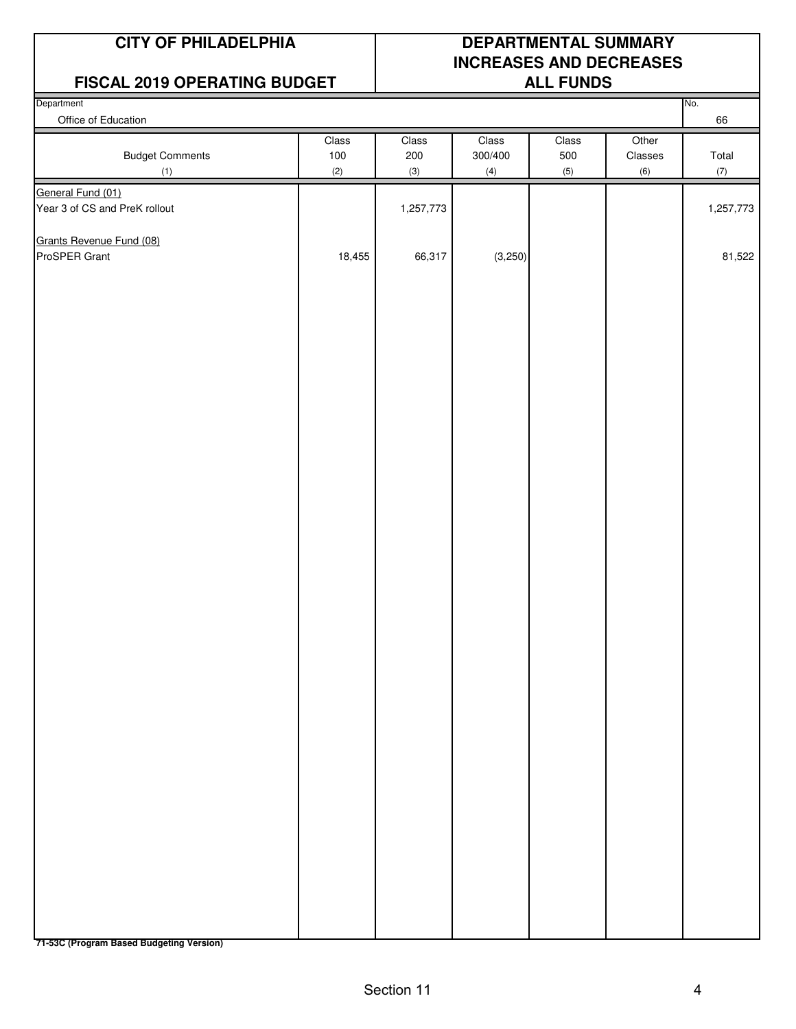| CITY OF PHILADELPHIA | DEPARTMENTAL SUMMARY INCREASES AND DECREASES ALL FUNDS |
|---|---|
| **FISCAL 2019 OPERATING BUDGET** | |

Department: Office of Education — No. 66

| Budget Comments (1) | Class 100 (2) | Class 200 (3) | Class 300/400 (4) | Class 500 (5) | Other Classes (6) | Total (7) |
|---|---|---|---|---|---|---|
| General Fund (01) | | | | | | |
| Year 3 of CS and PreK rollout | | 1,257,773 | | | | 1,257,773 |
| Grants Revenue Fund (08) | | | | | | |
| ProSPER Grant | 18,455 | 66,317 | (3,250) | | | 81,522 |

**71-53C (Program Based Budgeting Version)**

Section 11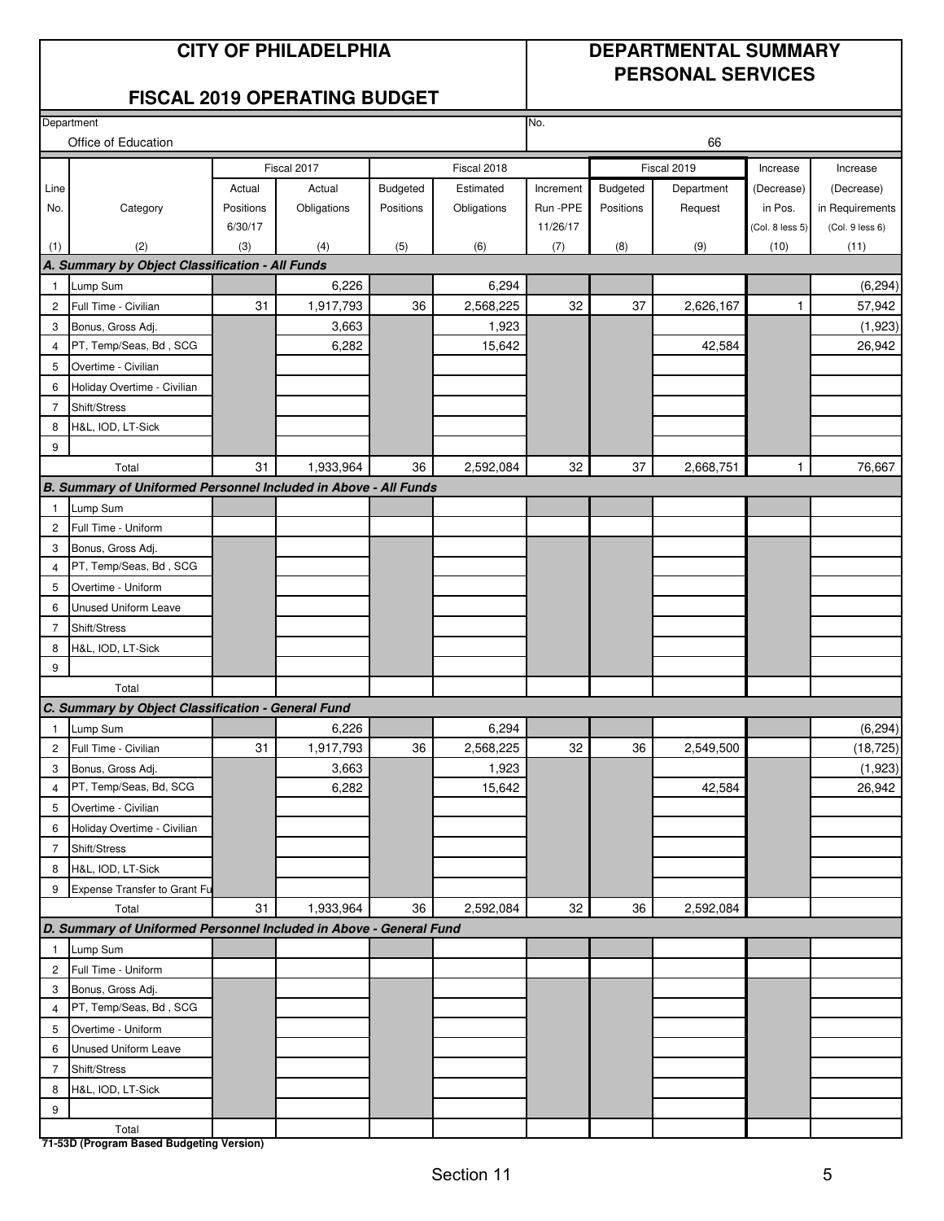# CITY OF PHILADELPHIA

## FISCAL 2019 OPERATING BUDGET

## DEPARTMENTAL SUMMARY PERSONAL SERVICES

Department: Office of Education

No.: 66

| Line No. | Category | Fiscal 2017 Actual Positions 6/30/17 | Fiscal 2017 Actual Obligations | Fiscal 2018 Budgeted Positions | Fiscal 2018 Estimated Obligations | Increment Run -PPE 11/26/17 | Fiscal 2019 Budgeted Positions | Fiscal 2019 Department Request | Increase (Decrease) in Pos. (Col. 8 less 5) | Increase (Decrease) in Requirements (Col. 9 less 6) |
|---|---|---|---|---|---|---|---|---|---|---|
| (1) | (2) | (3) | (4) | (5) | (6) | (7) | (8) | (9) | (10) | (11) |
| **A. Summary by Object Classification - All Funds** | | | | | | | | | | |
| 1 | Lump Sum | | 6,226 | | 6,294 | | | | | (6,294) |
| 2 | Full Time - Civilian | 31 | 1,917,793 | 36 | 2,568,225 | 32 | 37 | 2,626,167 | 1 | 57,942 |
| 3 | Bonus, Gross Adj. | | 3,663 | | 1,923 | | | | | (1,923) |
| 4 | PT, Temp/Seas, Bd , SCG | | 6,282 | | 15,642 | | | 42,584 | | 26,942 |
| 5 | Overtime - Civilian | | | | | | | | | |
| 6 | Holiday Overtime - Civilian | | | | | | | | | |
| 7 | Shift/Stress | | | | | | | | | |
| 8 | H&L, IOD, LT-Sick | | | | | | | | | |
| 9 | | | | | | | | | | |
| | Total | 31 | 1,933,964 | 36 | 2,592,084 | 32 | 37 | 2,668,751 | 1 | 76,667 |
| **B. Summary of Uniformed Personnel Included in Above - All Funds** | | | | | | | | | | |
| 1 | Lump Sum | | | | | | | | | |
| 2 | Full Time - Uniform | | | | | | | | | |
| 3 | Bonus, Gross Adj. | | | | | | | | | |
| 4 | PT, Temp/Seas, Bd , SCG | | | | | | | | | |
| 5 | Overtime - Uniform | | | | | | | | | |
| 6 | Unused Uniform Leave | | | | | | | | | |
| 7 | Shift/Stress | | | | | | | | | |
| 8 | H&L, IOD, LT-Sick | | | | | | | | | |
| 9 | | | | | | | | | | |
| | Total | | | | | | | | | |
| **C. Summary by Object Classification - General Fund** | | | | | | | | | | |
| 1 | Lump Sum | | 6,226 | | 6,294 | | | | | (6,294) |
| 2 | Full Time - Civilian | 31 | 1,917,793 | 36 | 2,568,225 | 32 | 36 | 2,549,500 | | (18,725) |
| 3 | Bonus, Gross Adj. | | 3,663 | | 1,923 | | | | | (1,923) |
| 4 | PT, Temp/Seas, Bd, SCG | | 6,282 | | 15,642 | | | 42,584 | | 26,942 |
| 5 | Overtime - Civilian | | | | | | | | | |
| 6 | Holiday Overtime - Civilian | | | | | | | | | |
| 7 | Shift/Stress | | | | | | | | | |
| 8 | H&L, IOD, LT-Sick | | | | | | | | | |
| 9 | Expense Transfer to Grant Fu | | | | | | | | | |
| | Total | 31 | 1,933,964 | 36 | 2,592,084 | 32 | 36 | 2,592,084 | | |
| **D. Summary of Uniformed Personnel Included in Above - General Fund** | | | | | | | | | | |
| 1 | Lump Sum | | | | | | | | | |
| 2 | Full Time - Uniform | | | | | | | | | |
| 3 | Bonus, Gross Adj. | | | | | | | | | |
| 4 | PT, Temp/Seas, Bd , SCG | | | | | | | | | |
| 5 | Overtime - Uniform | | | | | | | | | |
| 6 | Unused Uniform Leave | | | | | | | | | |
| 7 | Shift/Stress | | | | | | | | | |
| 8 | H&L, IOD, LT-Sick | | | | | | | | | |
| 9 | | | | | | | | | | |
| | Total | | | | | | | | | |

71-53D (Program Based Budgeting Version)

Section 11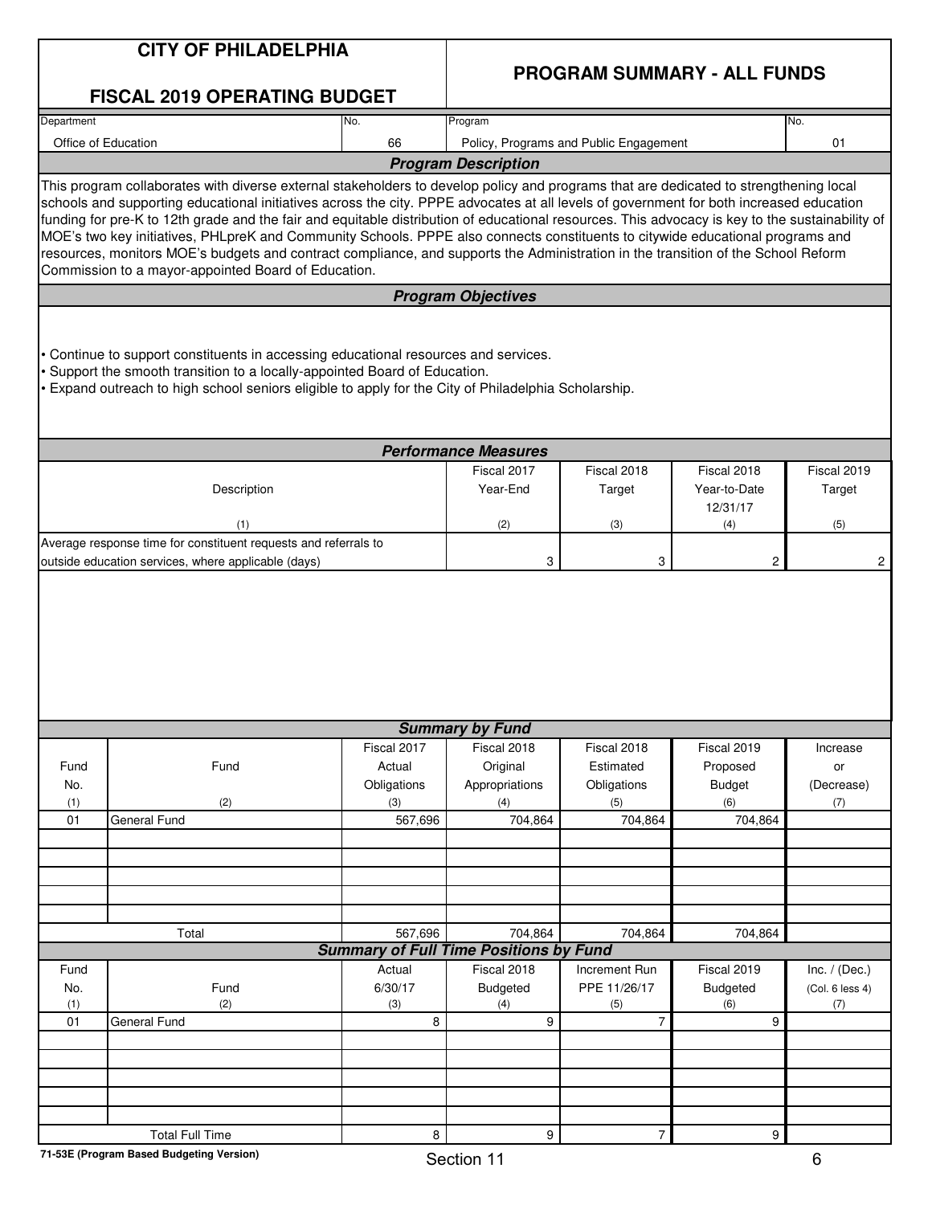# CITY OF PHILADELPHIA

## FISCAL 2019 OPERATING BUDGET

## PROGRAM SUMMARY - ALL FUNDS

| Department | No. | Program | No. |
|---|---|---|---|
| Office of Education | 66 | Policy, Programs and Public Engagement | 01 |

### Program Description

This program collaborates with diverse external stakeholders to develop policy and programs that are dedicated to strengthening local schools and supporting educational initiatives across the city. PPPE advocates at all levels of government for both increased education funding for pre-K to 12th grade and the fair and equitable distribution of educational resources. This advocacy is key to the sustainability of MOE's two key initiatives, PHLpreK and Community Schools. PPPE also connects constituents to citywide educational programs and resources, monitors MOE's budgets and contract compliance, and supports the Administration in the transition of the School Reform Commission to a mayor-appointed Board of Education.

### Program Objectives

- Continue to support constituents in accessing educational resources and services.
- Support the smooth transition to a locally-appointed Board of Education.
- Expand outreach to high school seniors eligible to apply for the City of Philadelphia Scholarship.

### Performance Measures

| Description (1) | Fiscal 2017 Year-End (2) | Fiscal 2018 Target (3) | Fiscal 2018 Year-to-Date 12/31/17 (4) | Fiscal 2019 Target (5) |
|---|---|---|---|---|
| Average response time for constituent requests and referrals to outside education services, where applicable (days) | 3 | 3 | 2 | 2 |

### Summary by Fund

| Fund No. (1) | Fund (2) | Fiscal 2017 Actual Obligations (3) | Fiscal 2018 Original Appropriations (4) | Fiscal 2018 Estimated Obligations (5) | Fiscal 2019 Proposed Budget (6) | Increase or (Decrease) (7) |
|---|---|---|---|---|---|---|
| 01 | General Fund | 567,696 | 704,864 | 704,864 | 704,864 | |
| | Total | 567,696 | 704,864 | 704,864 | 704,864 | |

### Summary of Full Time Positions by Fund

| Fund No. (1) | Fund (2) | Actual 6/30/17 (3) | Fiscal 2018 Budgeted (4) | Increment Run PPE 11/26/17 (5) | Fiscal 2019 Budgeted (6) | Inc. / (Dec.) (Col. 6 less 4) (7) |
|---|---|---|---|---|---|---|
| 01 | General Fund | 8 | 9 | 7 | 9 | |
| | Total Full Time | 8 | 9 | 7 | 9 | |

71-53E (Program Based Budgeting Version)

Section 11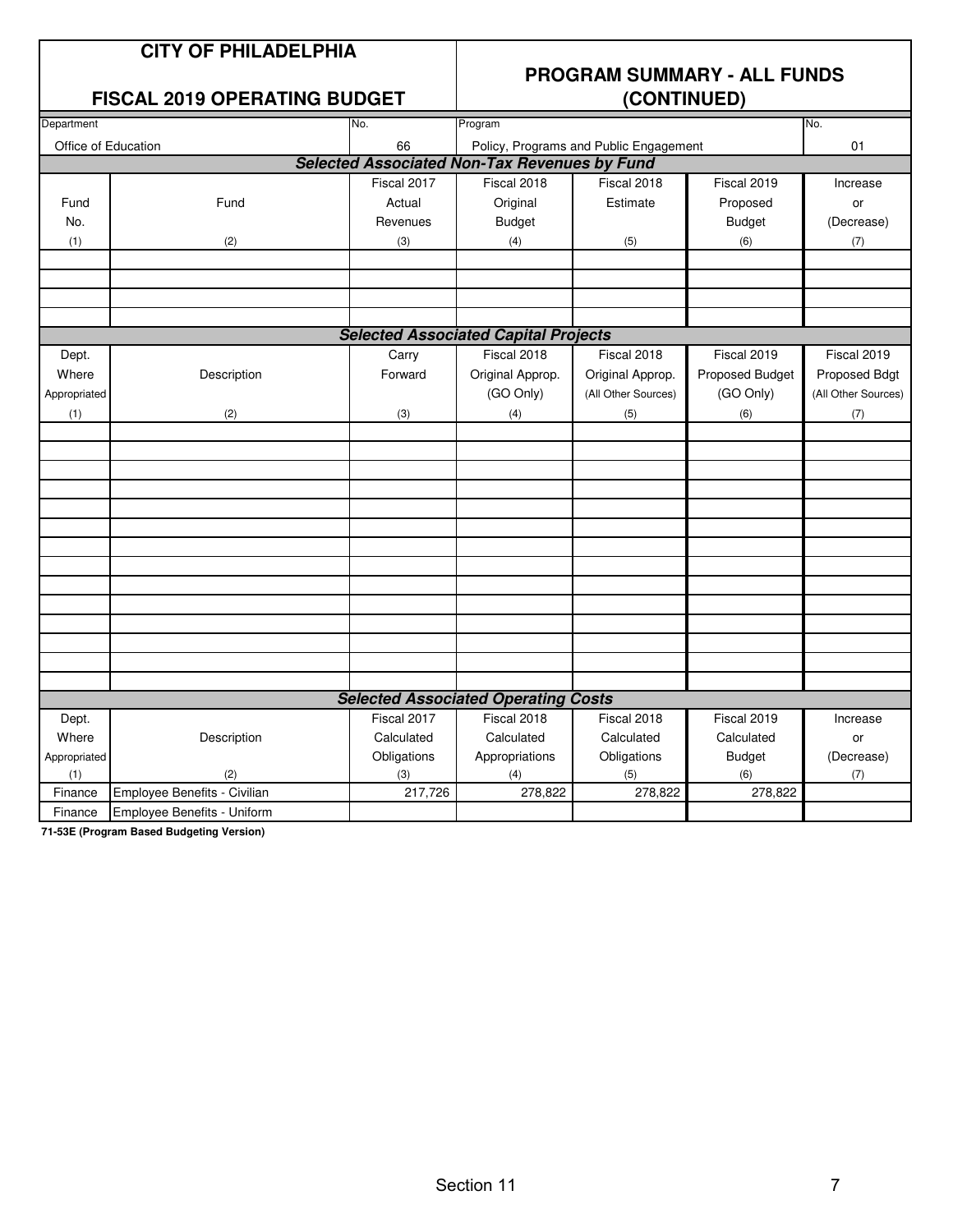# CITY OF PHILADELPHIA

## FISCAL 2019 OPERATING BUDGET

## PROGRAM SUMMARY - ALL FUNDS (CONTINUED)

| Department | No. | Program | No. |
|---|---|---|---|
| Office of Education | 66 | Policy, Programs and Public Engagement | 01 |

### *Selected Associated Non-Tax Revenues by Fund*

| Fund No. (1) | Fund (2) | Fiscal 2017 Actual Revenues (3) | Fiscal 2018 Original Budget (4) | Fiscal 2018 Estimate (5) | Fiscal 2019 Proposed Budget (6) | Increase or (Decrease) (7) |
|---|---|---|---|---|---|---|
| | | | | | | |
| | | | | | | |
| | | | | | | |
| | | | | | | |

### *Selected Associated Capital Projects*

| Dept. Where Appropriated (1) | Description (2) | Carry Forward (3) | Fiscal 2018 Original Approp. (GO Only) (4) | Fiscal 2018 Original Approp. (All Other Sources) (5) | Fiscal 2019 Proposed Budget (GO Only) (6) | Fiscal 2019 Proposed Bdgt (All Other Sources) (7) |
|---|---|---|---|---|---|---|
| | | | | | | |

### *Selected Associated Operating Costs*

| Dept. Where Appropriated (1) | Description (2) | Fiscal 2017 Calculated Obligations (3) | Fiscal 2018 Calculated Appropriations (4) | Fiscal 2018 Calculated Obligations (5) | Fiscal 2019 Calculated Budget (6) | Increase or (Decrease) (7) |
|---|---|---|---|---|---|---|
| Finance | Employee Benefits - Civilian | 217,726 | 278,822 | 278,822 | 278,822 | |
| Finance | Employee Benefits - Uniform | | | | | |

**71-53E (Program Based Budgeting Version)**

Section 11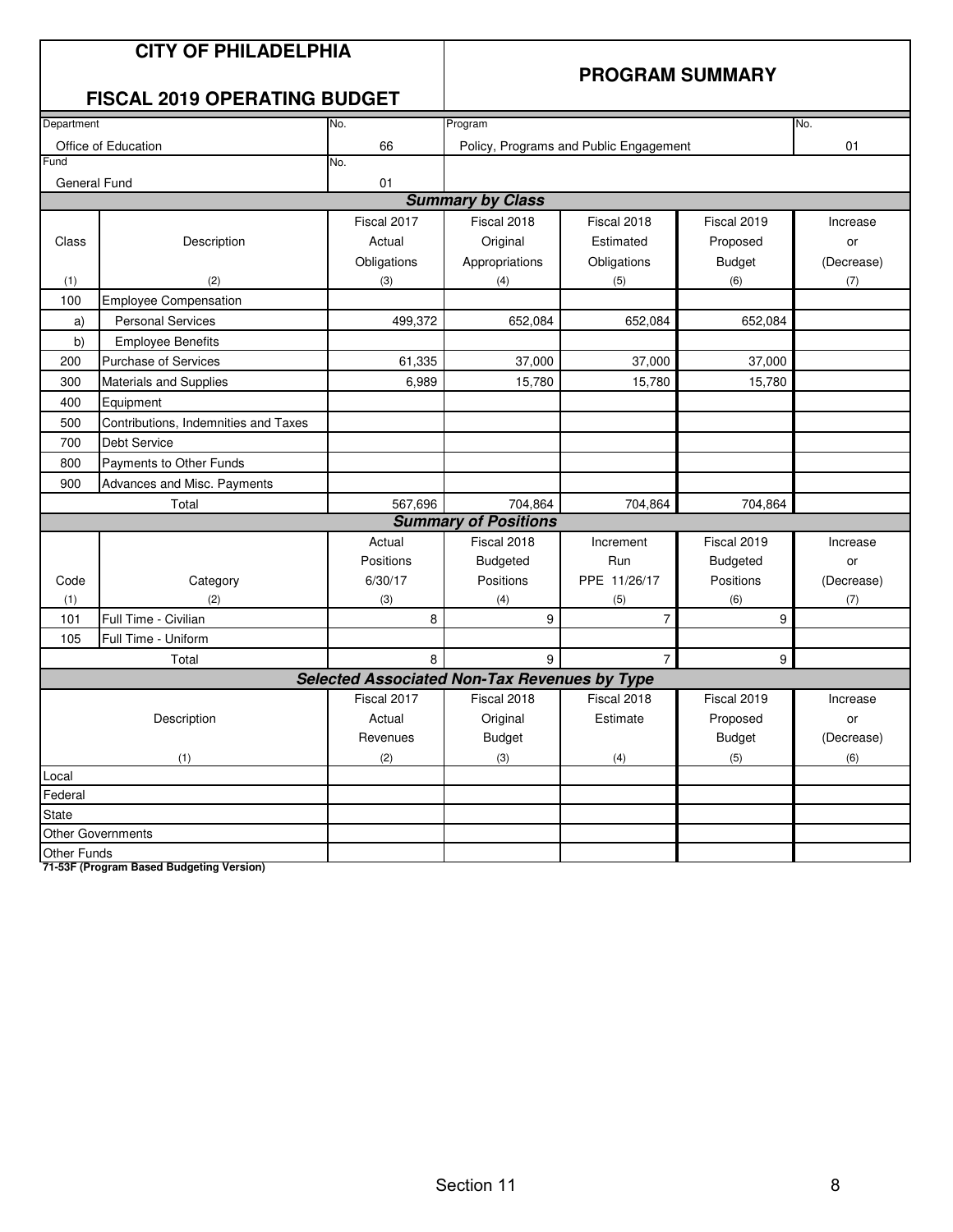# CITY OF PHILADELPHIA

## FISCAL 2019 OPERATING BUDGET

## PROGRAM SUMMARY

| Department | No. | Program | No. |
|---|---|---|---|
| Office of Education | 66 | Policy, Programs and Public Engagement | 01 |
| **Fund** | **No.** | | |
| General Fund | 01 | | |

### *Summary by Class*

| Class (1) | Description (2) | Fiscal 2017 Actual Obligations (3) | Fiscal 2018 Original Appropriations (4) | Fiscal 2018 Estimated Obligations (5) | Fiscal 2019 Proposed Budget (6) | Increase or (Decrease) (7) |
|---|---|---|---|---|---|---|
| 100 | Employee Compensation | | | | | |
| a) | Personal Services | 499,372 | 652,084 | 652,084 | 652,084 | |
| b) | Employee Benefits | | | | | |
| 200 | Purchase of Services | 61,335 | 37,000 | 37,000 | 37,000 | |
| 300 | Materials and Supplies | 6,989 | 15,780 | 15,780 | 15,780 | |
| 400 | Equipment | | | | | |
| 500 | Contributions, Indemnities and Taxes | | | | | |
| 700 | Debt Service | | | | | |
| 800 | Payments to Other Funds | | | | | |
| 900 | Advances and Misc. Payments | | | | | |
| | Total | 567,696 | 704,864 | 704,864 | 704,864 | |

### *Summary of Positions*

| Code (1) | Category (2) | Actual Positions 6/30/17 (3) | Fiscal 2018 Budgeted Positions (4) | Increment Run PPE 11/26/17 (5) | Fiscal 2019 Budgeted Positions (6) | Increase or (Decrease) (7) |
|---|---|---|---|---|---|---|
| 101 | Full Time - Civilian | 8 | 9 | 7 | 9 | |
| 105 | Full Time - Uniform | | | | | |
| | Total | 8 | 9 | 7 | 9 | |

### *Selected Associated Non-Tax Revenues by Type*

| Description (1) | Fiscal 2017 Actual Revenues (2) | Fiscal 2018 Original Budget (3) | Fiscal 2018 Estimate (4) | Fiscal 2019 Proposed Budget (5) | Increase or (Decrease) (6) |
|---|---|---|---|---|---|
| Local | | | | | |
| Federal | | | | | |
| State | | | | | |
| Other Governments | | | | | |
| Other Funds | | | | | |

**71-53F (Program Based Budgeting Version)**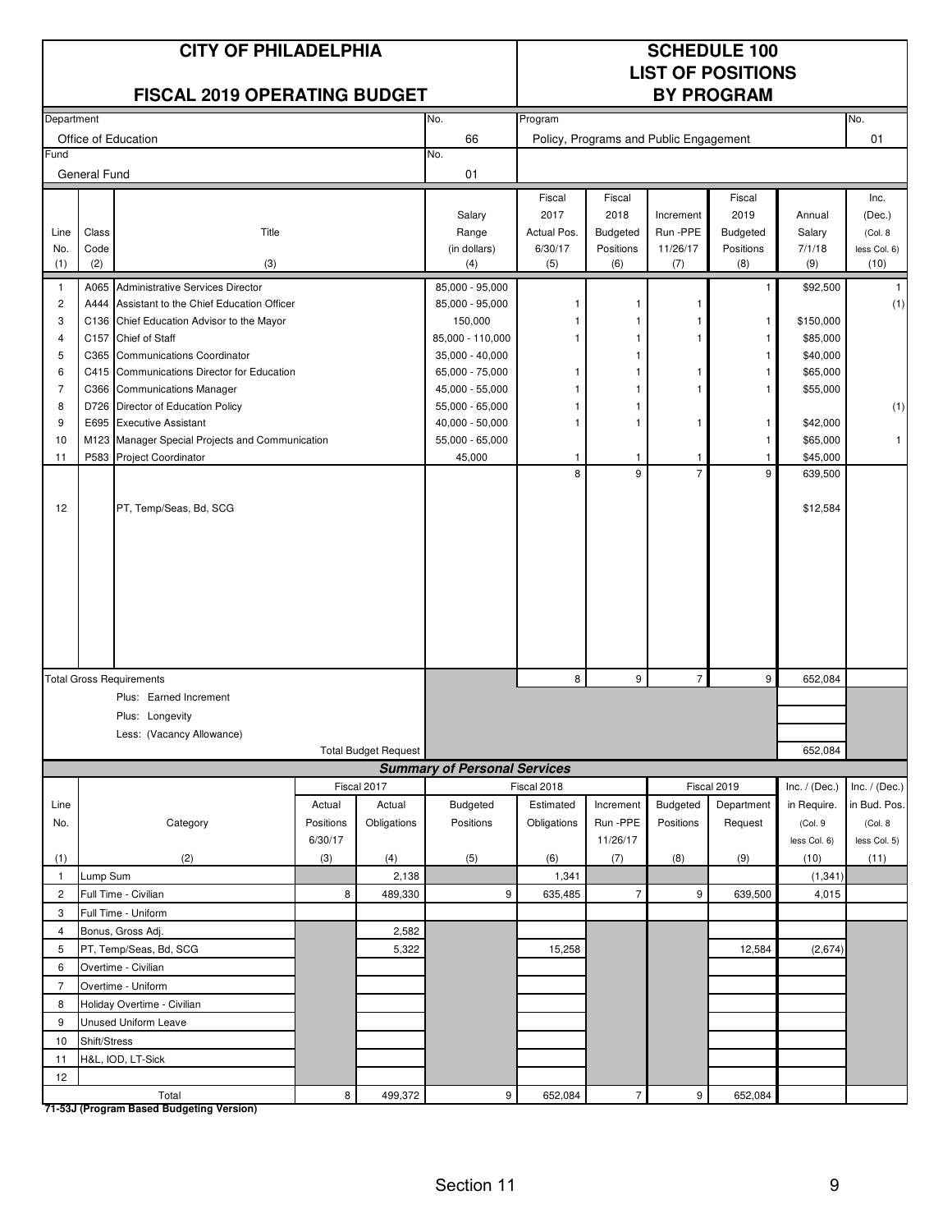# CITY OF PHILADELPHIA

## FISCAL 2019 OPERATING BUDGET

## SCHEDULE 100 LIST OF POSITIONS BY PROGRAM

| Department | No. | Program | No. |
|---|---|---|---|
| Office of Education | 66 | Policy, Programs and Public Engagement | 01 |
| **Fund** | **No.** | | |
| General Fund | 01 | | |

| Line No. (1) | Class Code (2) | Title (3) | Salary Range (in dollars) (4) | Fiscal 2017 Actual Pos. 6/30/17 (5) | Fiscal 2018 Budgeted Positions (6) | Increment Run -PPE 11/26/17 (7) | Fiscal 2019 Budgeted Positions (8) | Annual Salary 7/1/18 (9) | Inc. (Dec.) (Col. 8 less Col. 6) (10) |
|---|---|---|---|---|---|---|---|---|---|
| 1 | A065 | Administrative Services Director | 85,000 - 95,000 | | | | 1 | $92,500 | 1 |
| 2 | A444 | Assistant to the Chief Education Officer | 85,000 - 95,000 | 1 | 1 | 1 | | | (1) |
| 3 | C136 | Chief Education Advisor to the Mayor | 150,000 | 1 | 1 | 1 | 1 | $150,000 | |
| 4 | C157 | Chief of Staff | 85,000 - 110,000 | 1 | 1 | 1 | 1 | $85,000 | |
| 5 | C365 | Communications Coordinator | 35,000 - 40,000 | | 1 | | 1 | $40,000 | |
| 6 | C415 | Communications Director for Education | 65,000 - 75,000 | 1 | 1 | 1 | 1 | $65,000 | |
| 7 | C366 | Communications Manager | 45,000 - 55,000 | 1 | 1 | 1 | 1 | $55,000 | |
| 8 | D726 | Director of Education Policy | 55,000 - 65,000 | 1 | 1 | | | | (1) |
| 9 | E695 | Executive Assistant | 40,000 - 50,000 | 1 | 1 | 1 | 1 | $42,000 | |
| 10 | M123 | Manager Special Projects and Communication | 55,000 - 65,000 | | | | 1 | $65,000 | 1 |
| 11 | P583 | Project Coordinator | 45,000 | 1 | 1 | 1 | 1 | $45,000 | |
| | | | | 8 | 9 | 7 | 9 | 639,500 | |
| 12 | | PT, Temp/Seas, Bd, SCG | | | | | | $12,584 | |
| | | **Total Gross Requirements** | | 8 | 9 | 7 | 9 | 652,084 | |
| | | Plus: Earned Increment | | | | | | | |
| | | Plus: Longevity | | | | | | | |
| | | Less: (Vacancy Allowance) | | | | | | | |
| | | **Total Budget Request** | | | | | | 652,084 | |

### Summary of Personal Services

| Line No. (1) | Category (2) | Fiscal 2017 Actual Positions 6/30/17 (3) | Fiscal 2017 Actual Obligations (4) | Fiscal 2018 Budgeted Positions (5) | Fiscal 2018 Estimated Obligations (6) | Increment Run -PPE 11/26/17 (7) | Fiscal 2019 Budgeted Positions (8) | Fiscal 2019 Department Request (9) | Inc. / (Dec.) in Require. (Col. 9 less Col. 6) (10) | Inc. / (Dec.) in Bud. Pos. (Col. 8 less Col. 5) (11) |
|---|---|---|---|---|---|---|---|---|---|---|
| 1 | Lump Sum | | 2,138 | | 1,341 | | | | (1,341) | |
| 2 | Full Time - Civilian | 8 | 489,330 | 9 | 635,485 | 7 | 9 | 639,500 | 4,015 | |
| 3 | Full Time - Uniform | | | | | | | | | |
| 4 | Bonus, Gross Adj. | | 2,582 | | | | | | | |
| 5 | PT, Temp/Seas, Bd, SCG | | 5,322 | | 15,258 | | | 12,584 | (2,674) | |
| 6 | Overtime - Civilian | | | | | | | | | |
| 7 | Overtime - Uniform | | | | | | | | | |
| 8 | Holiday Overtime - Civilian | | | | | | | | | |
| 9 | Unused Uniform Leave | | | | | | | | | |
| 10 | Shift/Stress | | | | | | | | | |
| 11 | H&L, IOD, LT-Sick | | | | | | | | | |
| 12 | | | | | | | | | | |
| | Total | 8 | 499,372 | 9 | 652,084 | 7 | 9 | 652,084 | | |

**71-53J (Program Based Budgeting Version)**

Section 11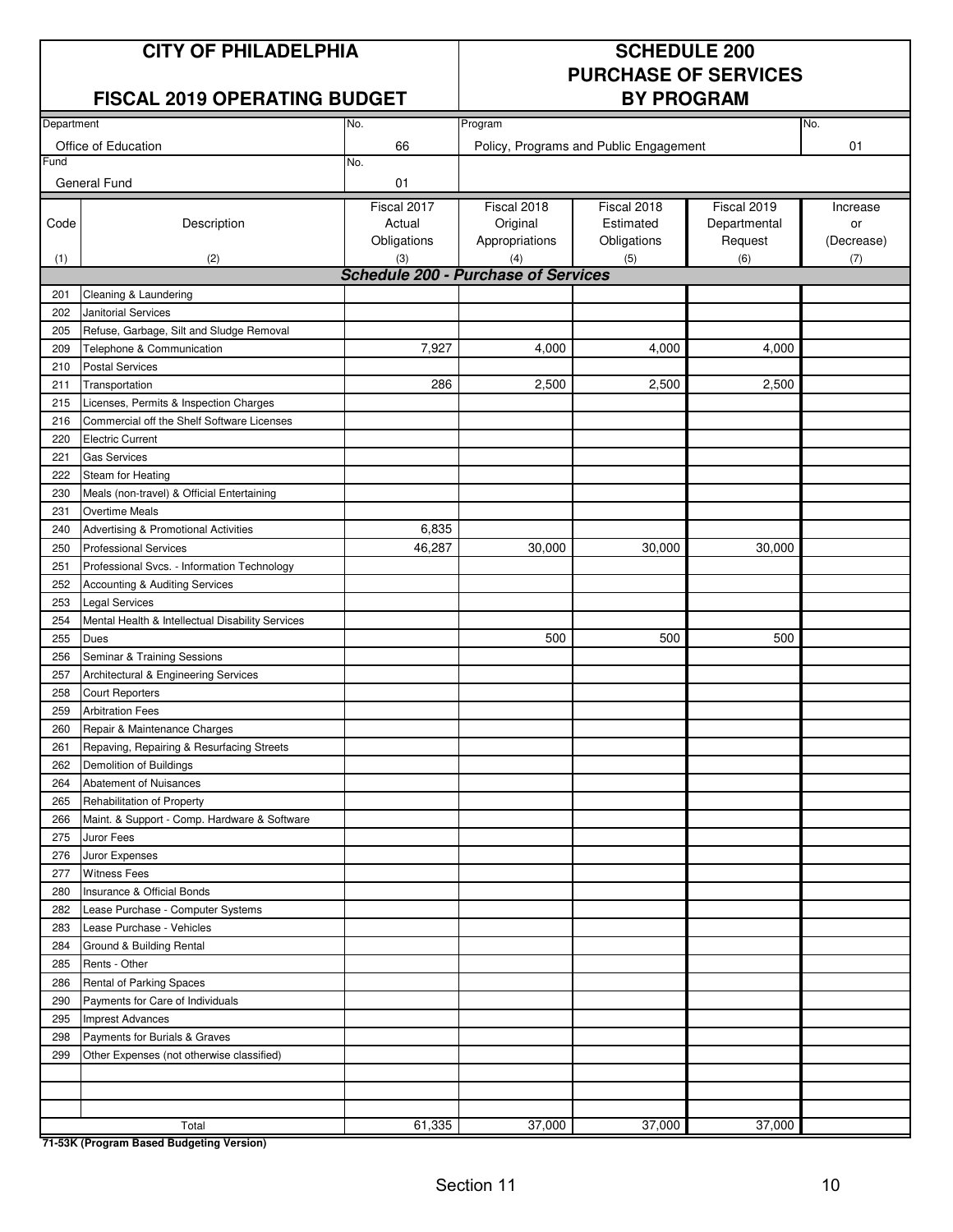# CITY OF PHILADELPHIA

## FISCAL 2019 OPERATING BUDGET

## SCHEDULE 200 PURCHASE OF SERVICES BY PROGRAM

| Department | No. | Program | No. |
|---|---|---|---|
| Office of Education | 66 | Policy, Programs and Public Engagement | 01 |
| **Fund** | **No.** | | |
| General Fund | 01 | | |

| Code (1) | Description (2) | Fiscal 2017 Actual Obligations (3) | Fiscal 2018 Original Appropriations (4) | Fiscal 2018 Estimated Obligations (5) | Fiscal 2019 Departmental Request (6) | Increase or (Decrease) (7) |
|---|---|---|---|---|---|---|
| | ***Schedule 200 - Purchase of Services*** | | | | | |
| 201 | Cleaning & Laundering | | | | | |
| 202 | Janitorial Services | | | | | |
| 205 | Refuse, Garbage, Silt and Sludge Removal | | | | | |
| 209 | Telephone & Communication | 7,927 | 4,000 | 4,000 | 4,000 | |
| 210 | Postal Services | | | | | |
| 211 | Transportation | 286 | 2,500 | 2,500 | 2,500 | |
| 215 | Licenses, Permits & Inspection Charges | | | | | |
| 216 | Commercial off the Shelf Software Licenses | | | | | |
| 220 | Electric Current | | | | | |
| 221 | Gas Services | | | | | |
| 222 | Steam for Heating | | | | | |
| 230 | Meals (non-travel) & Official Entertaining | | | | | |
| 231 | Overtime Meals | | | | | |
| 240 | Advertising & Promotional Activities | 6,835 | | | | |
| 250 | Professional Services | 46,287 | 30,000 | 30,000 | 30,000 | |
| 251 | Professional Svcs. - Information Technology | | | | | |
| 252 | Accounting & Auditing Services | | | | | |
| 253 | Legal Services | | | | | |
| 254 | Mental Health & Intellectual Disability Services | | | | | |
| 255 | Dues | | 500 | 500 | 500 | |
| 256 | Seminar & Training Sessions | | | | | |
| 257 | Architectural & Engineering Services | | | | | |
| 258 | Court Reporters | | | | | |
| 259 | Arbitration Fees | | | | | |
| 260 | Repair & Maintenance Charges | | | | | |
| 261 | Repaving, Repairing & Resurfacing Streets | | | | | |
| 262 | Demolition of Buildings | | | | | |
| 264 | Abatement of Nuisances | | | | | |
| 265 | Rehabilitation of Property | | | | | |
| 266 | Maint. & Support - Comp. Hardware & Software | | | | | |
| 275 | Juror Fees | | | | | |
| 276 | Juror Expenses | | | | | |
| 277 | Witness Fees | | | | | |
| 280 | Insurance & Official Bonds | | | | | |
| 282 | Lease Purchase - Computer Systems | | | | | |
| 283 | Lease Purchase - Vehicles | | | | | |
| 284 | Ground & Building Rental | | | | | |
| 285 | Rents - Other | | | | | |
| 286 | Rental of Parking Spaces | | | | | |
| 290 | Payments for Care of Individuals | | | | | |
| 295 | Imprest Advances | | | | | |
| 298 | Payments for Burials & Graves | | | | | |
| 299 | Other Expenses (not otherwise classified) | | | | | |
| | | | | | | |
| | | | | | | |
| | | | | | | |
| | Total | 61,335 | 37,000 | 37,000 | 37,000 | |

**71-53K (Program Based Budgeting Version)**

Section 11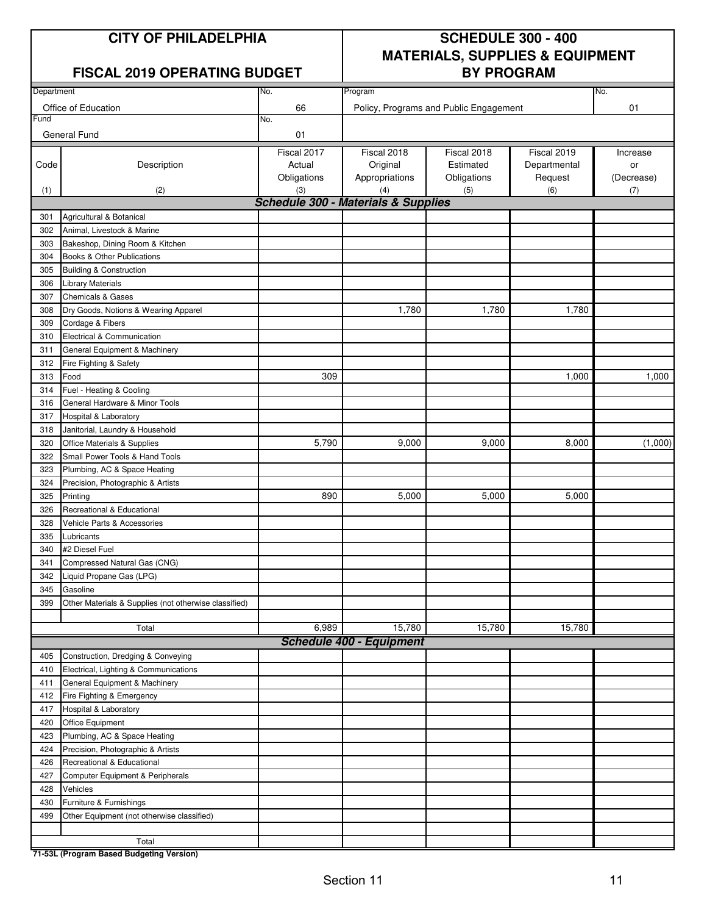# CITY OF PHILADELPHIA

## FISCAL 2019 OPERATING BUDGET

## SCHEDULE 300 - 400 MATERIALS, SUPPLIES & EQUIPMENT BY PROGRAM

| Department | No. | Program | No. |
|---|---|---|---|
| Office of Education | 66 | Policy, Programs and Public Engagement | 01 |
| **Fund** | **No.** | | |
| General Fund | 01 | | |

| Code (1) | Description (2) | Fiscal 2017 Actual Obligations (3) | Fiscal 2018 Original Appropriations (4) | Fiscal 2018 Estimated Obligations (5) | Fiscal 2019 Departmental Request (6) | Increase or (Decrease) (7) |
|---|---|---|---|---|---|---|
| | ***Schedule 300 - Materials & Supplies*** | | | | | |
| 301 | Agricultural & Botanical | | | | | |
| 302 | Animal, Livestock & Marine | | | | | |
| 303 | Bakeshop, Dining Room & Kitchen | | | | | |
| 304 | Books & Other Publications | | | | | |
| 305 | Building & Construction | | | | | |
| 306 | Library Materials | | | | | |
| 307 | Chemicals & Gases | | | | | |
| 308 | Dry Goods, Notions & Wearing Apparel | | 1,780 | 1,780 | 1,780 | |
| 309 | Cordage & Fibers | | | | | |
| 310 | Electrical & Communication | | | | | |
| 311 | General Equipment & Machinery | | | | | |
| 312 | Fire Fighting & Safety | | | | | |
| 313 | Food | 309 | | | 1,000 | 1,000 |
| 314 | Fuel - Heating & Cooling | | | | | |
| 316 | General Hardware & Minor Tools | | | | | |
| 317 | Hospital & Laboratory | | | | | |
| 318 | Janitorial, Laundry & Household | | | | | |
| 320 | Office Materials & Supplies | 5,790 | 9,000 | 9,000 | 8,000 | (1,000) |
| 322 | Small Power Tools & Hand Tools | | | | | |
| 323 | Plumbing, AC & Space Heating | | | | | |
| 324 | Precision, Photographic & Artists | | | | | |
| 325 | Printing | 890 | 5,000 | 5,000 | 5,000 | |
| 326 | Recreational & Educational | | | | | |
| 328 | Vehicle Parts & Accessories | | | | | |
| 335 | Lubricants | | | | | |
| 340 | #2 Diesel Fuel | | | | | |
| 341 | Compressed Natural Gas (CNG) | | | | | |
| 342 | Liquid Propane Gas (LPG) | | | | | |
| 345 | Gasoline | | | | | |
| 399 | Other Materials & Supplies (not otherwise classified) | | | | | |
| | Total | 6,989 | 15,780 | 15,780 | 15,780 | |
| | ***Schedule 400 - Equipment*** | | | | | |
| 405 | Construction, Dredging & Conveying | | | | | |
| 410 | Electrical, Lighting & Communications | | | | | |
| 411 | General Equipment & Machinery | | | | | |
| 412 | Fire Fighting & Emergency | | | | | |
| 417 | Hospital & Laboratory | | | | | |
| 420 | Office Equipment | | | | | |
| 423 | Plumbing, AC & Space Heating | | | | | |
| 424 | Precision, Photographic & Artists | | | | | |
| 426 | Recreational & Educational | | | | | |
| 427 | Computer Equipment & Peripherals | | | | | |
| 428 | Vehicles | | | | | |
| 430 | Furniture & Furnishings | | | | | |
| 499 | Other Equipment (not otherwise classified) | | | | | |
| | Total | | | | | |

**71-53L (Program Based Budgeting Version)**

Section 11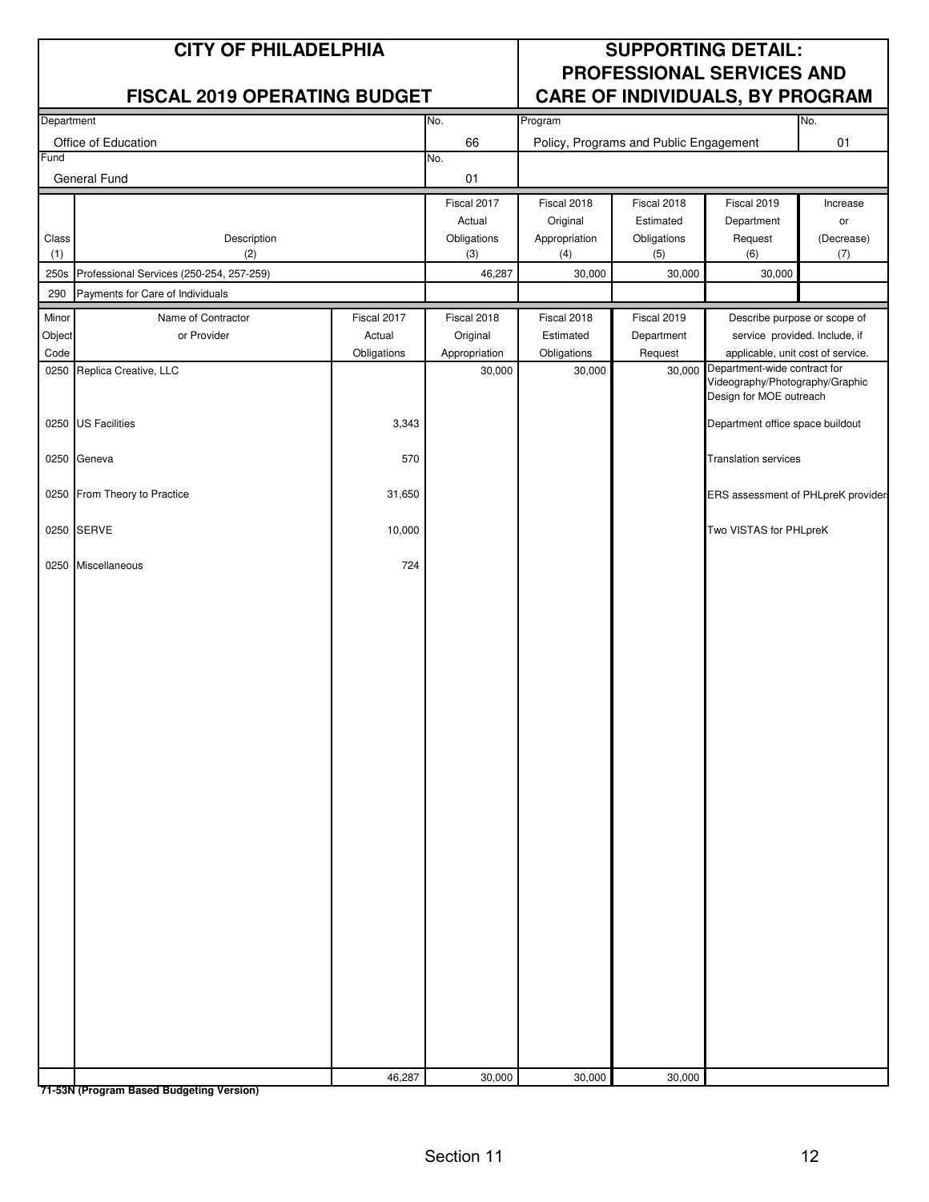# CITY OF PHILADELPHIA

## FISCAL 2019 OPERATING BUDGET

## SUPPORTING DETAIL: PROFESSIONAL SERVICES AND CARE OF INDIVIDUALS, BY PROGRAM

| Department | No. | Program | No. |
|---|---|---|---|
| Office of Education | 66 | Policy, Programs and Public Engagement | 01 |
| **Fund** | **No.** | | |
| General Fund | 01 | | |

| Class (1) | Description (2) | Fiscal 2017 Actual Obligations (3) | Fiscal 2018 Original Appropriation (4) | Fiscal 2018 Estimated Obligations (5) | Fiscal 2019 Department Request (6) | Increase or (Decrease) (7) |
|---|---|---|---|---|---|---|
| 250s | Professional Services (250-254, 257-259) | 46,287 | 30,000 | 30,000 | 30,000 | |
| 290 | Payments for Care of Individuals | | | | | |

| Minor Object Code | Name of Contractor or Provider | Fiscal 2017 Actual Obligations | Fiscal 2018 Original Appropriation | Fiscal 2018 Estimated Obligations | Fiscal 2019 Department Request | Describe purpose or scope of service provided. Include, if applicable, unit cost of service. |
|---|---|---|---|---|---|---|
| 0250 | Replica Creative, LLC | | 30,000 | 30,000 | 30,000 | Department-wide contract for Videography/Photography/Graphic Design for MOE outreach |
| 0250 | US Facilities | 3,343 | | | | Department office space buildout |
| 0250 | Geneva | 570 | | | | Translation services |
| 0250 | From Theory to Practice | 31,650 | | | | ERS assessment of PHLpreK providers |
| 0250 | SERVE | 10,000 | | | | Two VISTAS for PHLpreK |
| 0250 | Miscellaneous | 724 | | | | |
| | | 46,287 | 30,000 | 30,000 | 30,000 | |

**71-53N (Program Based Budgeting Version)**

Section 11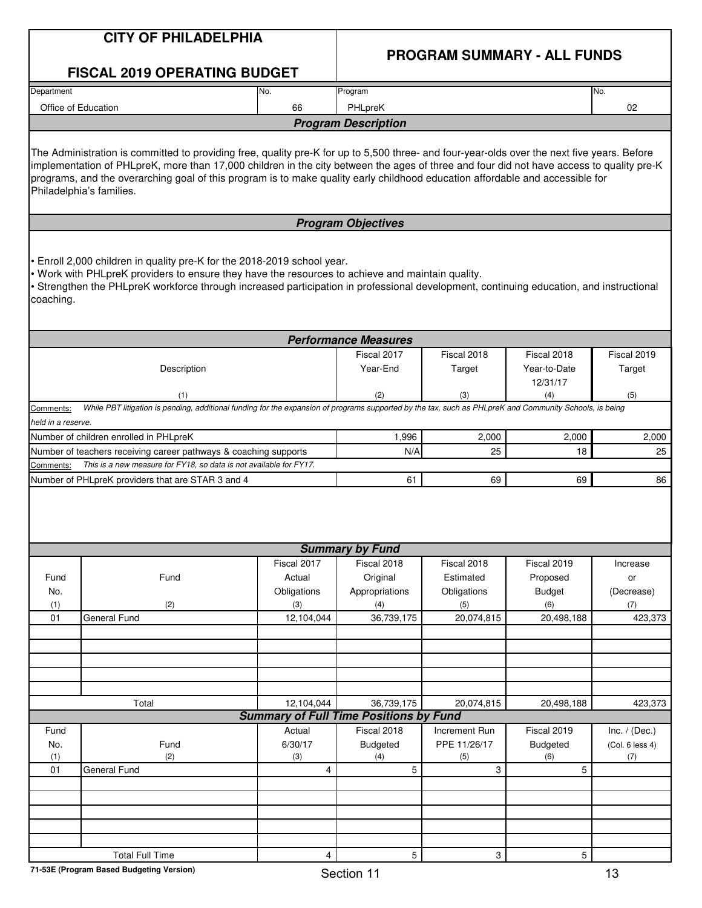# CITY OF PHILADELPHIA

# FISCAL 2019 OPERATING BUDGET

# PROGRAM SUMMARY - ALL FUNDS

| Department | No. | Program | No. |
|---|---|---|---|
| Office of Education | 66 | PHLpreK | 02 |

## Program Description

The Administration is committed to providing free, quality pre-K for up to 5,500 three- and four-year-olds over the next five years. Before implementation of PHLpreK, more than 17,000 children in the city between the ages of three and four did not have access to quality pre-K programs, and the overarching goal of this program is to make quality early childhood education affordable and accessible for Philadelphia's families.

## Program Objectives

- Enroll 2,000 children in quality pre-K for the 2018-2019 school year.
- Work with PHLpreK providers to ensure they have the resources to achieve and maintain quality.
- Strengthen the PHLpreK workforce through increased participation in professional development, continuing education, and instructional coaching.

## Performance Measures

| Description (1) | Fiscal 2017 Year-End (2) | Fiscal 2018 Target (3) | Fiscal 2018 Year-to-Date 12/31/17 (4) | Fiscal 2019 Target (5) |
|---|---|---|---|---|
| *Comments: While PBT litigation is pending, additional funding for the expansion of programs supported by the tax, such as PHLpreK and Community Schools, is being held in a reserve.* | | | | |
| Number of children enrolled in PHLpreK | 1,996 | 2,000 | 2,000 | 2,000 |
| Number of teachers receiving career pathways & coaching supports | N/A | 25 | 18 | 25 |
| *Comments: This is a new measure for FY18, so data is not available for FY17.* | | | | |
| Number of PHLpreK providers that are STAR 3 and 4 | 61 | 69 | 69 | 86 |

## Summary by Fund

| Fund No. (1) | Fund (2) | Fiscal 2017 Actual Obligations (3) | Fiscal 2018 Original Appropriations (4) | Fiscal 2018 Estimated Obligations (5) | Fiscal 2019 Proposed Budget (6) | Increase or (Decrease) (7) |
|---|---|---|---|---|---|---|
| 01 | General Fund | 12,104,044 | 36,739,175 | 20,074,815 | 20,498,188 | 423,373 |
| | Total | 12,104,044 | 36,739,175 | 20,074,815 | 20,498,188 | 423,373 |

## Summary of Full Time Positions by Fund

| Fund No. (1) | Fund (2) | Actual 6/30/17 (3) | Fiscal 2018 Budgeted (4) | Increment Run PPE 11/26/17 (5) | Fiscal 2019 Budgeted (6) | Inc. / (Dec.) (Col. 6 less 4) (7) |
|---|---|---|---|---|---|---|
| 01 | General Fund | 4 | 5 | 3 | 5 | |
| | Total Full Time | 4 | 5 | 3 | 5 | |

71-53E (Program Based Budgeting Version)

Section 11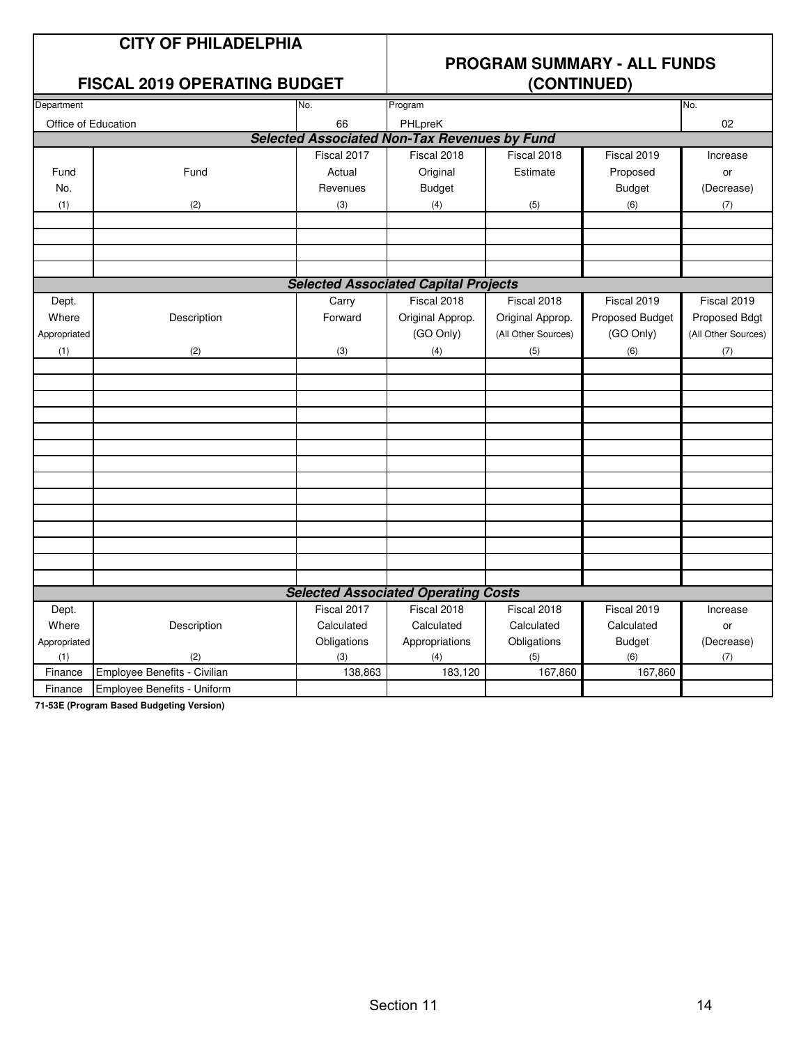# CITY OF PHILADELPHIA

## FISCAL 2019 OPERATING BUDGET

## PROGRAM SUMMARY - ALL FUNDS (CONTINUED)

| Department | No. | Program | No. |
|---|---|---|---|
| Office of Education | 66 | PHLpreK | 02 |

### Selected Associated Non-Tax Revenues by Fund

| Fund No. (1) | Fund (2) | Fiscal 2017 Actual Revenues (3) | Fiscal 2018 Original Budget (4) | Fiscal 2018 Estimate (5) | Fiscal 2019 Proposed Budget (6) | Increase or (Decrease) (7) |
|---|---|---|---|---|---|---|
| | | | | | | |
| | | | | | | |
| | | | | | | |
| | | | | | | |

### Selected Associated Capital Projects

| Dept. Where Appropriated (1) | Description (2) | Carry Forward (3) | Fiscal 2018 Original Approp. (GO Only) (4) | Fiscal 2018 Original Approp. (All Other Sources) (5) | Fiscal 2019 Proposed Budget (GO Only) (6) | Fiscal 2019 Proposed Bdgt (All Other Sources) (7) |
|---|---|---|---|---|---|---|
| | | | | | | |
| | | | | | | |
| | | | | | | |
| | | | | | | |
| | | | | | | |
| | | | | | | |
| | | | | | | |
| | | | | | | |
| | | | | | | |
| | | | | | | |
| | | | | | | |
| | | | | | | |
| | | | | | | |
| | | | | | | |

### Selected Associated Operating Costs

| Dept. Where Appropriated (1) | Description (2) | Fiscal 2017 Calculated Obligations (3) | Fiscal 2018 Calculated Appropriations (4) | Fiscal 2018 Calculated Obligations (5) | Fiscal 2019 Calculated Budget (6) | Increase or (Decrease) (7) |
|---|---|---|---|---|---|---|
| Finance | Employee Benefits - Civilian | 138,863 | 183,120 | 167,860 | 167,860 | |
| Finance | Employee Benefits - Uniform | | | | | |

**71-53E (Program Based Budgeting Version)**

Section 11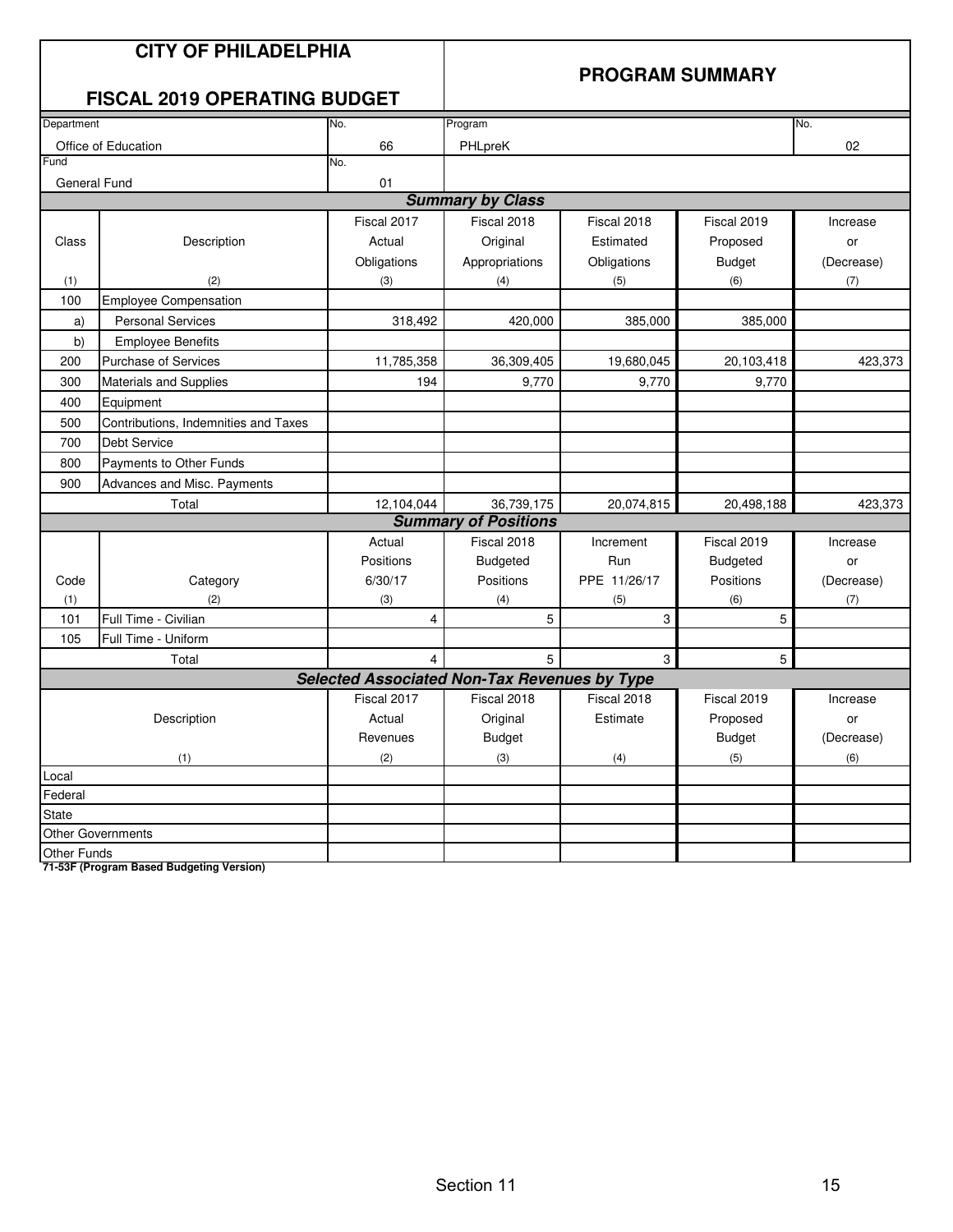# CITY OF PHILADELPHIA

## FISCAL 2019 OPERATING BUDGET

## PROGRAM SUMMARY

| Department | No. | Program | No. |
|---|---|---|---|
| Office of Education | 66 | PHLpreK | 02 |
| **Fund** | **No.** | | |
| General Fund | 01 | | |

### Summary by Class

| Class (1) | Description (2) | Fiscal 2017 Actual Obligations (3) | Fiscal 2018 Original Appropriations (4) | Fiscal 2018 Estimated Obligations (5) | Fiscal 2019 Proposed Budget (6) | Increase or (Decrease) (7) |
|---|---|---|---|---|---|---|
| 100 | Employee Compensation | | | | | |
| a) | Personal Services | 318,492 | 420,000 | 385,000 | 385,000 | |
| b) | Employee Benefits | | | | | |
| 200 | Purchase of Services | 11,785,358 | 36,309,405 | 19,680,045 | 20,103,418 | 423,373 |
| 300 | Materials and Supplies | 194 | 9,770 | 9,770 | 9,770 | |
| 400 | Equipment | | | | | |
| 500 | Contributions, Indemnities and Taxes | | | | | |
| 700 | Debt Service | | | | | |
| 800 | Payments to Other Funds | | | | | |
| 900 | Advances and Misc. Payments | | | | | |
| | Total | 12,104,044 | 36,739,175 | 20,074,815 | 20,498,188 | 423,373 |

### Summary of Positions

| Code (1) | Category (2) | Actual Positions 6/30/17 (3) | Fiscal 2018 Budgeted Positions (4) | Increment Run PPE 11/26/17 (5) | Fiscal 2019 Budgeted Positions (6) | Increase or (Decrease) (7) |
|---|---|---|---|---|---|---|
| 101 | Full Time - Civilian | 4 | 5 | 3 | 5 | |
| 105 | Full Time - Uniform | | | | | |
| | Total | 4 | 5 | 3 | 5 | |

### Selected Associated Non-Tax Revenues by Type

| Description (1) | Fiscal 2017 Actual Revenues (2) | Fiscal 2018 Original Budget (3) | Fiscal 2018 Estimate (4) | Fiscal 2019 Proposed Budget (5) | Increase or (Decrease) (6) |
|---|---|---|---|---|---|
| Local | | | | | |
| Federal | | | | | |
| State | | | | | |
| Other Governments | | | | | |
| Other Funds | | | | | |

**71-53F (Program Based Budgeting Version)**

Section 11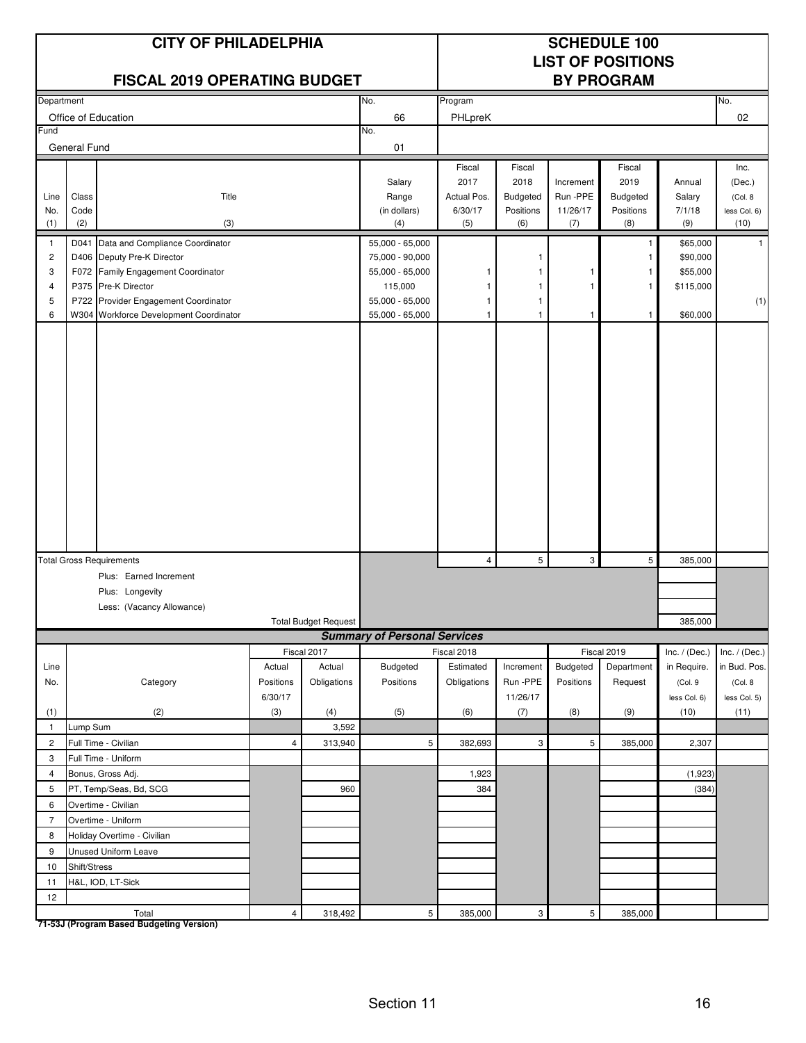# CITY OF PHILADELPHIA

## FISCAL 2019 OPERATING BUDGET

## SCHEDULE 100
## LIST OF POSITIONS
## BY PROGRAM

| Department | No. | Program | No. |
|---|---|---|---|
| Office of Education | 66 | PHLpreK | 02 |
| **Fund** | **No.** | | |
| General Fund | 01 | | |

| Line No. (1) | Class Code (2) | Title (3) | Salary Range (in dollars) (4) | Fiscal 2017 Actual Pos. 6/30/17 (5) | Fiscal 2018 Budgeted Positions (6) | Increment Run -PPE 11/26/17 (7) | Fiscal 2019 Budgeted Positions (8) | Annual Salary 7/1/18 (9) | Inc. (Dec.) (Col. 8 less Col. 6) (10) |
|---|---|---|---|---|---|---|---|---|---|
| 1 | D041 | Data and Compliance Coordinator | 55,000 - 65,000 | | | | 1 | $65,000 | 1 |
| 2 | D406 | Deputy Pre-K Director | 75,000 - 90,000 | | 1 | | 1 | $90,000 | |
| 3 | F072 | Family Engagement Coordinator | 55,000 - 65,000 | 1 | 1 | 1 | 1 | $55,000 | |
| 4 | P375 | Pre-K Director | 115,000 | 1 | 1 | 1 | 1 | $115,000 | |
| 5 | P722 | Provider Engagement Coordinator | 55,000 - 65,000 | 1 | 1 | | | | (1) |
| 6 | W304 | Workforce Development Coordinator | 55,000 - 65,000 | 1 | 1 | 1 | 1 | $60,000 | |
| | | Total Gross Requirements | | 4 | 5 | 3 | 5 | 385,000 | |
| | | Plus: Earned Increment | | | | | | | |
| | | Plus: Longevity | | | | | | | |
| | | Less: (Vacancy Allowance) | | | | | | | |
| | | Total Budget Request | | | | | | 385,000 | |

### *Summary of Personal Services*

| Line No. (1) | Category (2) | Fiscal 2017 Actual Positions 6/30/17 (3) | Fiscal 2017 Actual Obligations (4) | Fiscal 2018 Budgeted Positions (5) | Fiscal 2018 Estimated Obligations (6) | Increment Run -PPE 11/26/17 (7) | Fiscal 2019 Budgeted Positions (8) | Fiscal 2019 Department Request (9) | Inc. / (Dec.) in Require. (Col. 9 less Col. 6) (10) | Inc. / (Dec.) in Bud. Pos. (Col. 8 less Col. 5) (11) |
|---|---|---|---|---|---|---|---|---|---|---|
| 1 | Lump Sum | | 3,592 | | | | | | | |
| 2 | Full Time - Civilian | 4 | 313,940 | 5 | 382,693 | 3 | 5 | 385,000 | 2,307 | |
| 3 | Full Time - Uniform | | | | | | | | | |
| 4 | Bonus, Gross Adj. | | | | 1,923 | | | | (1,923) | |
| 5 | PT, Temp/Seas, Bd, SCG | | 960 | | 384 | | | | (384) | |
| 6 | Overtime - Civilian | | | | | | | | | |
| 7 | Overtime - Uniform | | | | | | | | | |
| 8 | Holiday Overtime - Civilian | | | | | | | | | |
| 9 | Unused Uniform Leave | | | | | | | | | |
| 10 | Shift/Stress | | | | | | | | | |
| 11 | H&L, IOD, LT-Sick | | | | | | | | | |
| 12 | | | | | | | | | | |
| | Total | 4 | 318,492 | 5 | 385,000 | 3 | 5 | 385,000 | | |

**71-53J (Program Based Budgeting Version)**

Section 11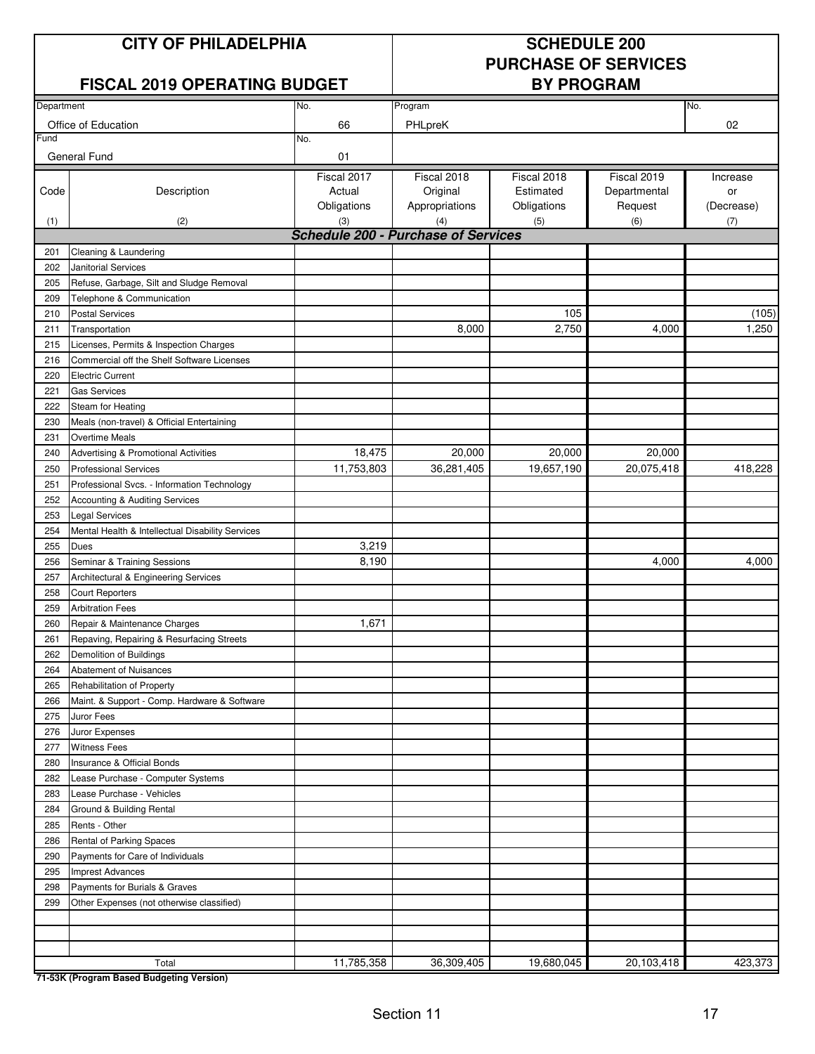| CITY OF PHILADELPHIA | | SCHEDULE 200 PURCHASE OF SERVICES | | | | |
|---|---|---|---|---|---|---|
| FISCAL 2019 OPERATING BUDGET | | BY PROGRAM | | | | |
| Department: Office of Education | No. 66 | Program: PHLpreK | | | | No. 02 |
| Fund: General Fund | No. 01 | | | | | |

| Code (1) | Description (2) | Fiscal 2017 Actual Obligations (3) | Fiscal 2018 Original Appropriations (4) | Fiscal 2018 Estimated Obligations (5) | Fiscal 2019 Departmental Request (6) | Increase or (Decrease) (7) |
|---|---|---|---|---|---|---|
| | ***Schedule 200 - Purchase of Services*** | | | | | |
| 201 | Cleaning & Laundering | | | | | |
| 202 | Janitorial Services | | | | | |
| 205 | Refuse, Garbage, Silt and Sludge Removal | | | | | |
| 209 | Telephone & Communication | | | | | |
| 210 | Postal Services | | | 105 | | (105) |
| 211 | Transportation | | 8,000 | 2,750 | 4,000 | 1,250 |
| 215 | Licenses, Permits & Inspection Charges | | | | | |
| 216 | Commercial off the Shelf Software Licenses | | | | | |
| 220 | Electric Current | | | | | |
| 221 | Gas Services | | | | | |
| 222 | Steam for Heating | | | | | |
| 230 | Meals (non-travel) & Official Entertaining | | | | | |
| 231 | Overtime Meals | | | | | |
| 240 | Advertising & Promotional Activities | 18,475 | 20,000 | 20,000 | 20,000 | |
| 250 | Professional Services | 11,753,803 | 36,281,405 | 19,657,190 | 20,075,418 | 418,228 |
| 251 | Professional Svcs. - Information Technology | | | | | |
| 252 | Accounting & Auditing Services | | | | | |
| 253 | Legal Services | | | | | |
| 254 | Mental Health & Intellectual Disability Services | | | | | |
| 255 | Dues | 3,219 | | | | |
| 256 | Seminar & Training Sessions | 8,190 | | | 4,000 | 4,000 |
| 257 | Architectural & Engineering Services | | | | | |
| 258 | Court Reporters | | | | | |
| 259 | Arbitration Fees | | | | | |
| 260 | Repair & Maintenance Charges | 1,671 | | | | |
| 261 | Repaving, Repairing & Resurfacing Streets | | | | | |
| 262 | Demolition of Buildings | | | | | |
| 264 | Abatement of Nuisances | | | | | |
| 265 | Rehabilitation of Property | | | | | |
| 266 | Maint. & Support - Comp. Hardware & Software | | | | | |
| 275 | Juror Fees | | | | | |
| 276 | Juror Expenses | | | | | |
| 277 | Witness Fees | | | | | |
| 280 | Insurance & Official Bonds | | | | | |
| 282 | Lease Purchase - Computer Systems | | | | | |
| 283 | Lease Purchase - Vehicles | | | | | |
| 284 | Ground & Building Rental | | | | | |
| 285 | Rents - Other | | | | | |
| 286 | Rental of Parking Spaces | | | | | |
| 290 | Payments for Care of Individuals | | | | | |
| 295 | Imprest Advances | | | | | |
| 298 | Payments for Burials & Graves | | | | | |
| 299 | Other Expenses (not otherwise classified) | | | | | |
| | Total | 11,785,358 | 36,309,405 | 19,680,045 | 20,103,418 | 423,373 |

**71-53K (Program Based Budgeting Version)**

Section 11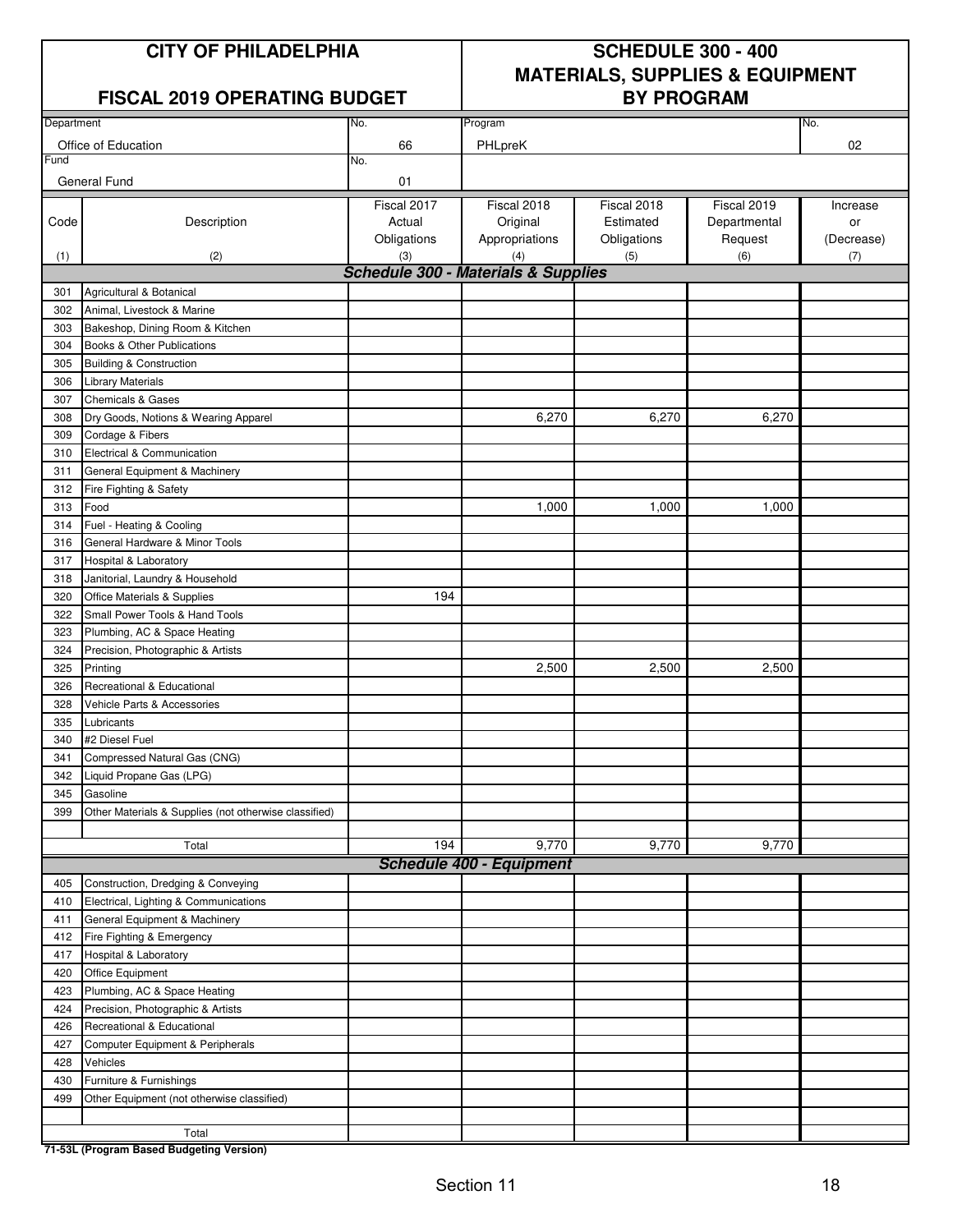# CITY OF PHILADELPHIA

## FISCAL 2019 OPERATING BUDGET

## SCHEDULE 300 - 400 MATERIALS, SUPPLIES & EQUIPMENT BY PROGRAM

| Department | No. | Program | No. |
|---|---|---|---|
| Office of Education | 66 | PHLpreK | 02 |
| **Fund** | **No.** | | |
| General Fund | 01 | | |

| Code (1) | Description (2) | Fiscal 2017 Actual Obligations (3) | Fiscal 2018 Original Appropriations (4) | Fiscal 2018 Estimated Obligations (5) | Fiscal 2019 Departmental Request (6) | Increase or (Decrease) (7) |
|---|---|---|---|---|---|---|
| | ***Schedule 300 - Materials & Supplies*** | | | | | |
| 301 | Agricultural & Botanical | | | | | |
| 302 | Animal, Livestock & Marine | | | | | |
| 303 | Bakeshop, Dining Room & Kitchen | | | | | |
| 304 | Books & Other Publications | | | | | |
| 305 | Building & Construction | | | | | |
| 306 | Library Materials | | | | | |
| 307 | Chemicals & Gases | | | | | |
| 308 | Dry Goods, Notions & Wearing Apparel | | 6,270 | 6,270 | 6,270 | |
| 309 | Cordage & Fibers | | | | | |
| 310 | Electrical & Communication | | | | | |
| 311 | General Equipment & Machinery | | | | | |
| 312 | Fire Fighting & Safety | | | | | |
| 313 | Food | | 1,000 | 1,000 | 1,000 | |
| 314 | Fuel - Heating & Cooling | | | | | |
| 316 | General Hardware & Minor Tools | | | | | |
| 317 | Hospital & Laboratory | | | | | |
| 318 | Janitorial, Laundry & Household | | | | | |
| 320 | Office Materials & Supplies | 194 | | | | |
| 322 | Small Power Tools & Hand Tools | | | | | |
| 323 | Plumbing, AC & Space Heating | | | | | |
| 324 | Precision, Photographic & Artists | | | | | |
| 325 | Printing | | 2,500 | 2,500 | 2,500 | |
| 326 | Recreational & Educational | | | | | |
| 328 | Vehicle Parts & Accessories | | | | | |
| 335 | Lubricants | | | | | |
| 340 | #2 Diesel Fuel | | | | | |
| 341 | Compressed Natural Gas (CNG) | | | | | |
| 342 | Liquid Propane Gas (LPG) | | | | | |
| 345 | Gasoline | | | | | |
| 399 | Other Materials & Supplies (not otherwise classified) | | | | | |
| | Total | 194 | 9,770 | 9,770 | 9,770 | |
| | ***Schedule 400 - Equipment*** | | | | | |
| 405 | Construction, Dredging & Conveying | | | | | |
| 410 | Electrical, Lighting & Communications | | | | | |
| 411 | General Equipment & Machinery | | | | | |
| 412 | Fire Fighting & Emergency | | | | | |
| 417 | Hospital & Laboratory | | | | | |
| 420 | Office Equipment | | | | | |
| 423 | Plumbing, AC & Space Heating | | | | | |
| 424 | Precision, Photographic & Artists | | | | | |
| 426 | Recreational & Educational | | | | | |
| 427 | Computer Equipment & Peripherals | | | | | |
| 428 | Vehicles | | | | | |
| 430 | Furniture & Furnishings | | | | | |
| 499 | Other Equipment (not otherwise classified) | | | | | |
| | Total | | | | | |

**71-53L (Program Based Budgeting Version)**

Section 11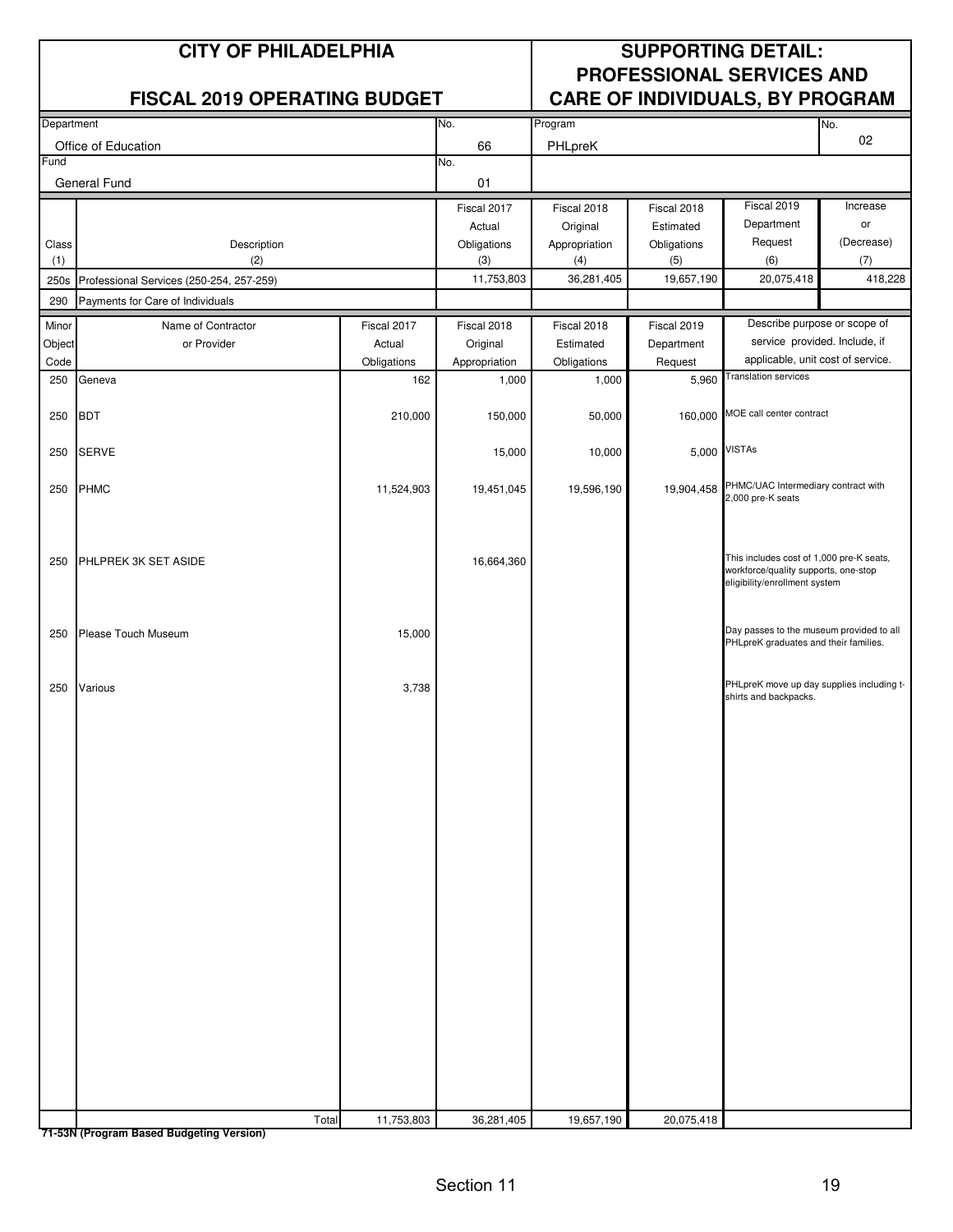# CITY OF PHILADELPHIA

## FISCAL 2019 OPERATING BUDGET

## SUPPORTING DETAIL: PROFESSIONAL SERVICES AND CARE OF INDIVIDUALS, BY PROGRAM

| Department | No. | Program | No. |
|---|---|---|---|
| Office of Education | 66 | PHLpreK | 02 |
| **Fund** | **No.** | | |
| General Fund | 01 | | |

| Class (1) | Description (2) | Fiscal 2017 Actual Obligations (3) | Fiscal 2018 Original Appropriation (4) | Fiscal 2018 Estimated Obligations (5) | Fiscal 2019 Department Request (6) | Increase or (Decrease) (7) |
|---|---|---|---|---|---|---|
| 250s | Professional Services (250-254, 257-259) | 11,753,803 | 36,281,405 | 19,657,190 | 20,075,418 | 418,228 |
| 290 | Payments for Care of Individuals | | | | | |

| Minor Object Code | Name of Contractor or Provider | Fiscal 2017 Actual Obligations | Fiscal 2018 Original Appropriation | Fiscal 2018 Estimated Obligations | Fiscal 2019 Department Request | Describe purpose or scope of service provided. Include, if applicable, unit cost of service. |
|---|---|---|---|---|---|---|
| 250 | Geneva | 162 | 1,000 | 1,000 | 5,960 | Translation services |
| 250 | BDT | 210,000 | 150,000 | 50,000 | 160,000 | MOE call center contract |
| 250 | SERVE | | 15,000 | 10,000 | 5,000 | VISTAs |
| 250 | PHMC | 11,524,903 | 19,451,045 | 19,596,190 | 19,904,458 | PHMC/UAC Intermediary contract with 2,000 pre-K seats |
| 250 | PHLPREK 3K SET ASIDE | | 16,664,360 | | | This includes cost of 1,000 pre-K seats, workforce/quality supports, one-stop eligibility/enrollment system |
| 250 | Please Touch Museum | 15,000 | | | | Day passes to the museum provided to all PHLpreK graduates and their families. |
| 250 | Various | 3,738 | | | | PHLpreK move up day supplies including t-shirts and backpacks. |
| | Total | 11,753,803 | 36,281,405 | 19,657,190 | 20,075,418 | |

**71-53N (Program Based Budgeting Version)**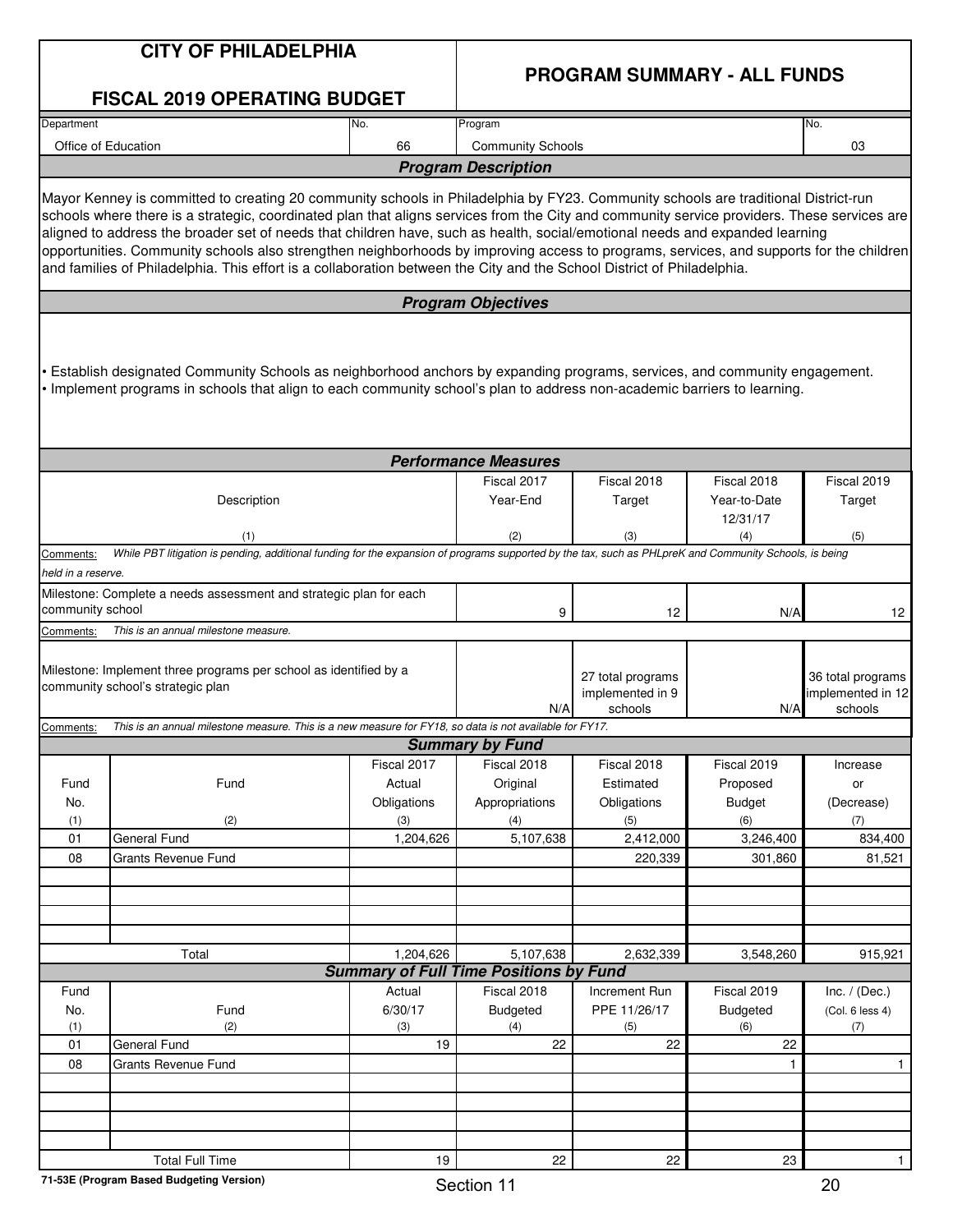# CITY OF PHILADELPHIA

## FISCAL 2019 OPERATING BUDGET

## PROGRAM SUMMARY - ALL FUNDS

| Department | No. | Program | No. |
|---|---|---|---|
| Office of Education | 66 | Community Schools | 03 |

### Program Description

Mayor Kenney is committed to creating 20 community schools in Philadelphia by FY23. Community schools are traditional District-run schools where there is a strategic, coordinated plan that aligns services from the City and community service providers. These services are aligned to address the broader set of needs that children have, such as health, social/emotional needs and expanded learning opportunities. Community schools also strengthen neighborhoods by improving access to programs, services, and supports for the children and families of Philadelphia. This effort is a collaboration between the City and the School District of Philadelphia.

### Program Objectives

- Establish designated Community Schools as neighborhood anchors by expanding programs, services, and community engagement.
- Implement programs in schools that align to each community school's plan to address non-academic barriers to learning.

### Performance Measures

| Description (1) | Fiscal 2017 Year-End (2) | Fiscal 2018 Target (3) | Fiscal 2018 Year-to-Date 12/31/17 (4) | Fiscal 2019 Target (5) |
|---|---|---|---|---|
| Milestone: Complete a needs assessment and strategic plan for each community school | 9 | 12 | N/A | 12 |
| Milestone: Implement three programs per school as identified by a community school's strategic plan | N/A | 27 total programs implemented in 9 schools | N/A | 36 total programs implemented in 12 schools |

Comments: *While PBT litigation is pending, additional funding for the expansion of programs supported by the tax, such as PHLpreK and Community Schools, is being held in a reserve.*

Comments (needs assessment): *This is an annual milestone measure.*

Comments (programs): *This is an annual milestone measure. This is a new measure for FY18, so data is not available for FY17.*

### Summary by Fund

| Fund No. (1) | Fund (2) | Fiscal 2017 Actual Obligations (3) | Fiscal 2018 Original Appropriations (4) | Fiscal 2018 Estimated Obligations (5) | Fiscal 2019 Proposed Budget (6) | Increase or (Decrease) (7) |
|---|---|---|---|---|---|---|
| 01 | General Fund | 1,204,626 | 5,107,638 | 2,412,000 | 3,246,400 | 834,400 |
| 08 | Grants Revenue Fund | | | 220,339 | 301,860 | 81,521 |
| | Total | 1,204,626 | 5,107,638 | 2,632,339 | 3,548,260 | 915,921 |

### Summary of Full Time Positions by Fund

| Fund No. (1) | Fund (2) | Actual 6/30/17 (3) | Fiscal 2018 Budgeted (4) | Increment Run PPE 11/26/17 (5) | Fiscal 2019 Budgeted (6) | Inc. / (Dec.) (Col. 6 less 4) (7) |
|---|---|---|---|---|---|---|
| 01 | General Fund | 19 | 22 | 22 | 22 | |
| 08 | Grants Revenue Fund | | | | 1 | 1 |
| | Total Full Time | 19 | 22 | 22 | 23 | 1 |

71-53E (Program Based Budgeting Version)

Section 11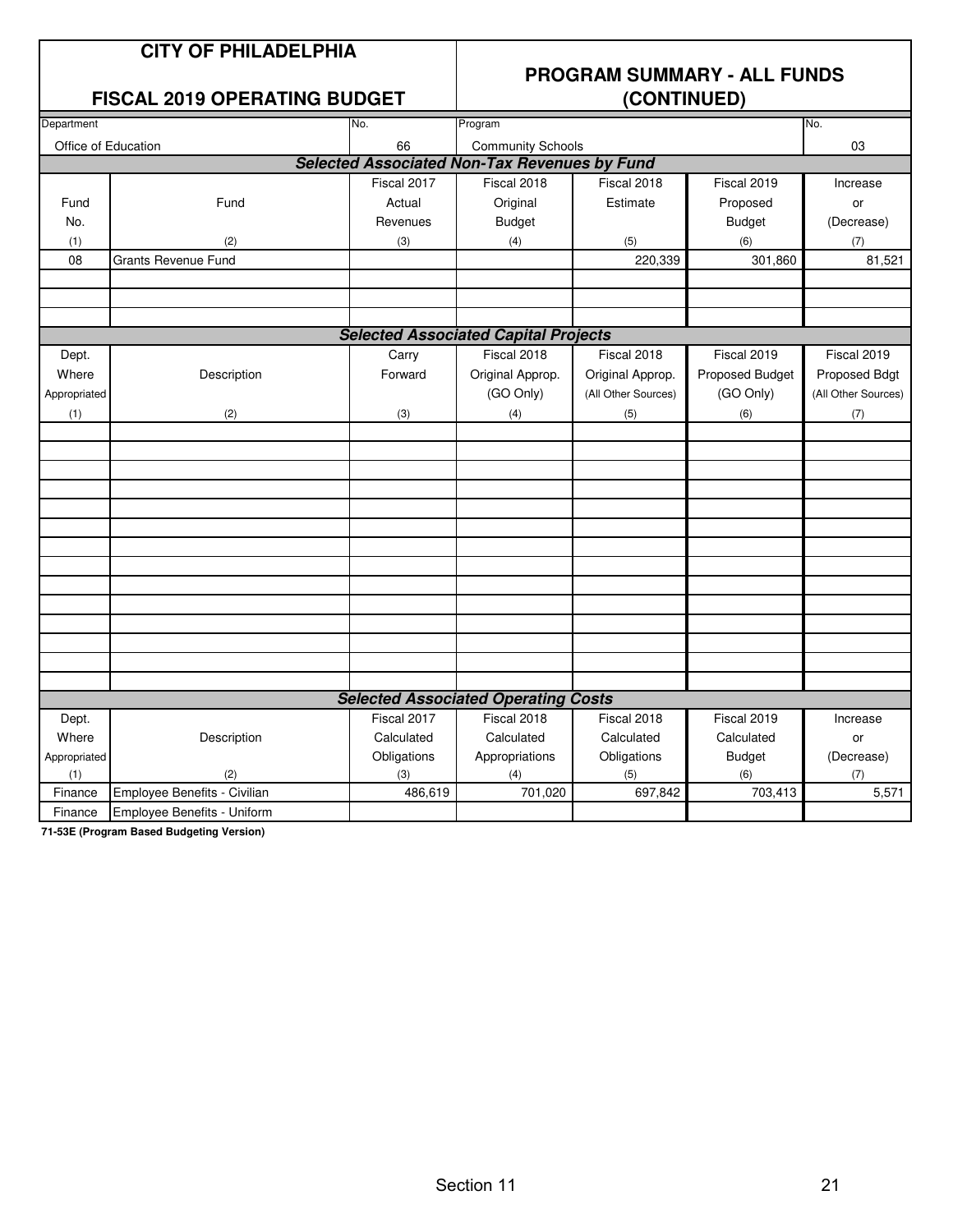# CITY OF PHILADELPHIA

## FISCAL 2019 OPERATING BUDGET

## PROGRAM SUMMARY - ALL FUNDS (CONTINUED)

| Department | No. | Program | No. |
|---|---|---|---|
| Office of Education | 66 | Community Schools | 03 |

### Selected Associated Non-Tax Revenues by Fund

| Fund No. (1) | Fund (2) | Fiscal 2017 Actual Revenues (3) | Fiscal 2018 Original Budget (4) | Fiscal 2018 Estimate (5) | Fiscal 2019 Proposed Budget (6) | Increase or (Decrease) (7) |
|---|---|---|---|---|---|---|
| 08 | Grants Revenue Fund | | | 220,339 | 301,860 | 81,521 |
| | | | | | | |
| | | | | | | |
| | | | | | | |

### Selected Associated Capital Projects

| Dept. Where Appropriated (1) | Description (2) | Carry Forward (3) | Fiscal 2018 Original Approp. (GO Only) (4) | Fiscal 2018 Original Approp. (All Other Sources) (5) | Fiscal 2019 Proposed Budget (GO Only) (6) | Fiscal 2019 Proposed Bdgt (All Other Sources) (7) |
|---|---|---|---|---|---|---|
| | | | | | | |
| | | | | | | |
| | | | | | | |
| | | | | | | |
| | | | | | | |
| | | | | | | |
| | | | | | | |
| | | | | | | |
| | | | | | | |
| | | | | | | |
| | | | | | | |
| | | | | | | |
| | | | | | | |
| | | | | | | |

### Selected Associated Operating Costs

| Dept. Where Appropriated (1) | Description (2) | Fiscal 2017 Calculated Obligations (3) | Fiscal 2018 Calculated Appropriations (4) | Fiscal 2018 Calculated Obligations (5) | Fiscal 2019 Calculated Budget (6) | Increase or (Decrease) (7) |
|---|---|---|---|---|---|---|
| Finance | Employee Benefits - Civilian | 486,619 | 701,020 | 697,842 | 703,413 | 5,571 |
| Finance | Employee Benefits - Uniform | | | | | |

**71-53E (Program Based Budgeting Version)**

Section 11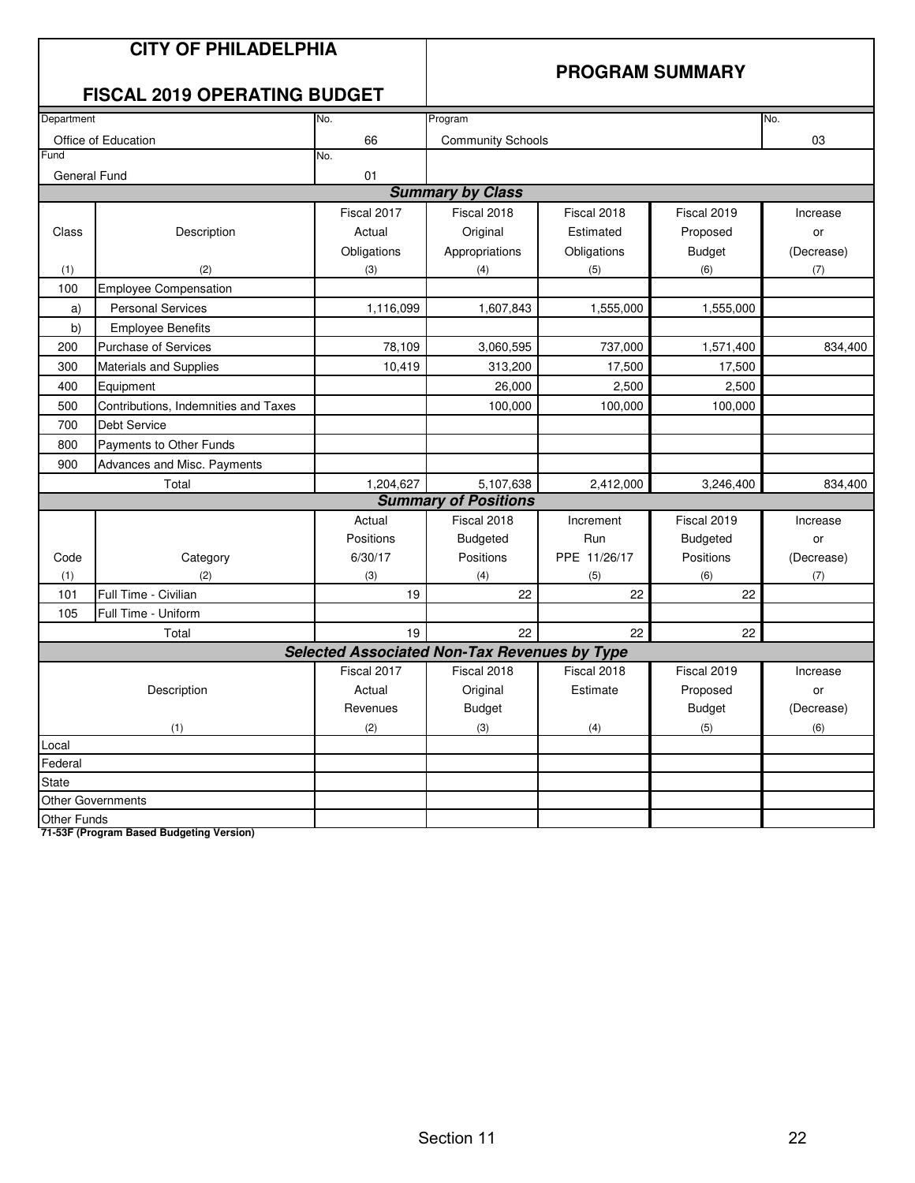# CITY OF PHILADELPHIA

## FISCAL 2019 OPERATING BUDGET

## PROGRAM SUMMARY

| Department | No. | Program | No. |
|---|---|---|---|
| Office of Education | 66 | Community Schools | 03 |
| **Fund** | **No.** | | |
| General Fund | 01 | | |

### Summary by Class

| Class | Description | Fiscal 2017 Actual Obligations | Fiscal 2018 Original Appropriations | Fiscal 2018 Estimated Obligations | Fiscal 2019 Proposed Budget | Increase or (Decrease) |
|---|---|---|---|---|---|---|
| (1) | (2) | (3) | (4) | (5) | (6) | (7) |
| 100 | Employee Compensation | | | | | |
| a) | Personal Services | 1,116,099 | 1,607,843 | 1,555,000 | 1,555,000 | |
| b) | Employee Benefits | | | | | |
| 200 | Purchase of Services | 78,109 | 3,060,595 | 737,000 | 1,571,400 | 834,400 |
| 300 | Materials and Supplies | 10,419 | 313,200 | 17,500 | 17,500 | |
| 400 | Equipment | | 26,000 | 2,500 | 2,500 | |
| 500 | Contributions, Indemnities and Taxes | | 100,000 | 100,000 | 100,000 | |
| 700 | Debt Service | | | | | |
| 800 | Payments to Other Funds | | | | | |
| 900 | Advances and Misc. Payments | | | | | |
| | Total | 1,204,627 | 5,107,638 | 2,412,000 | 3,246,400 | 834,400 |

### Summary of Positions

| Code | Category | Actual Positions 6/30/17 | Fiscal 2018 Budgeted Positions | Increment Run PPE 11/26/17 | Fiscal 2019 Budgeted Positions | Increase or (Decrease) |
|---|---|---|---|---|---|---|
| (1) | (2) | (3) | (4) | (5) | (6) | (7) |
| 101 | Full Time - Civilian | 19 | 22 | 22 | 22 | |
| 105 | Full Time - Uniform | | | | | |
| | Total | 19 | 22 | 22 | 22 | |

### Selected Associated Non-Tax Revenues by Type

| Description | Fiscal 2017 Actual Revenues | Fiscal 2018 Original Budget | Fiscal 2018 Estimate | Fiscal 2019 Proposed Budget | Increase or (Decrease) |
|---|---|---|---|---|---|
| (1) | (2) | (3) | (4) | (5) | (6) |
| Local | | | | | |
| Federal | | | | | |
| State | | | | | |
| Other Governments | | | | | |
| Other Funds | | | | | |

**71-53F (Program Based Budgeting Version)**

Section 11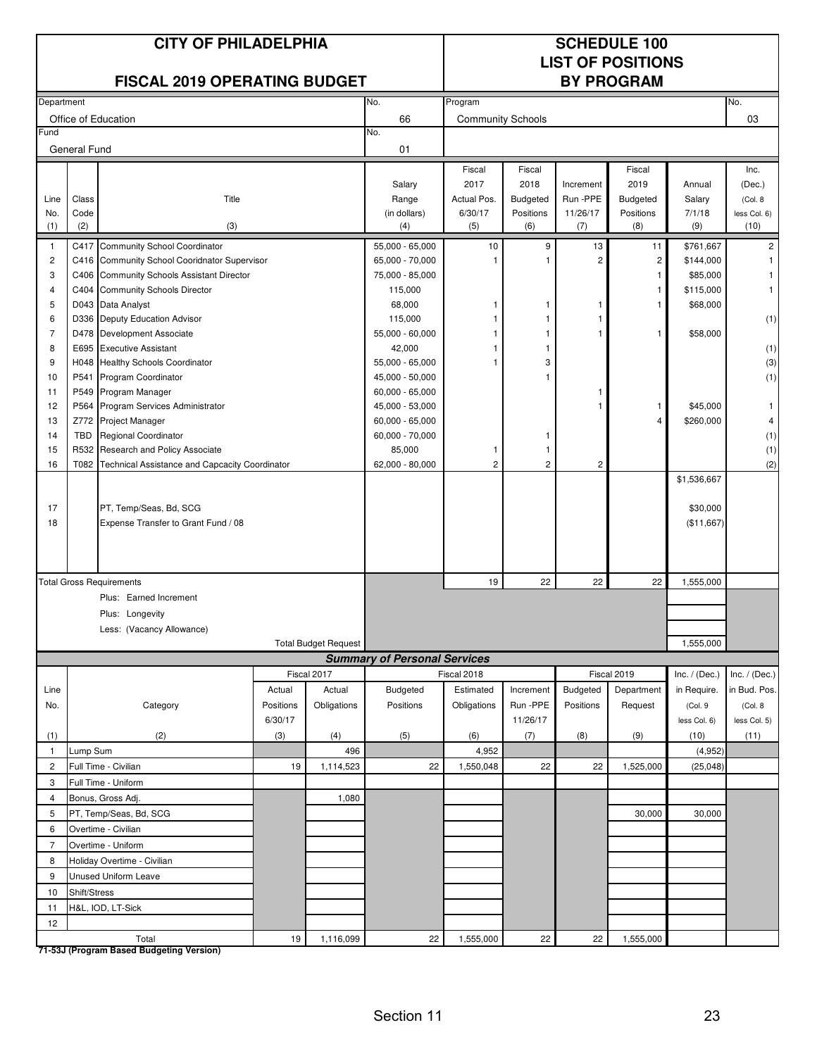# CITY OF PHILADELPHIA

## FISCAL 2019 OPERATING BUDGET

## SCHEDULE 100
## LIST OF POSITIONS
## BY PROGRAM

| Department | No. | Program | No. |
|---|---|---|---|
| Office of Education | 66 | Community Schools | 03 |
| **Fund** | **No.** | | |
| General Fund | 01 | | |

| Line No. (1) | Class Code (2) | Title (3) | Salary Range (in dollars) (4) | Fiscal 2017 Actual Pos. 6/30/17 (5) | Fiscal 2018 Budgeted Positions (6) | Increment Run -PPE 11/26/17 (7) | Fiscal 2019 Budgeted Positions (8) | Annual Salary 7/1/18 (9) | Inc. (Dec.) (Col. 8 less Col. 6) (10) |
|---|---|---|---|---|---|---|---|---|---|
| 1 | C417 | Community School Coordinator | 55,000 - 65,000 | 10 | 9 | 13 | 11 | $761,667 | 2 |
| 2 | C416 | Community School Cooridnator Supervisor | 65,000 - 70,000 | 1 | 1 | 2 | 2 | $144,000 | 1 |
| 3 | C406 | Community Schools Assistant Director | 75,000 - 85,000 | | | | 1 | $85,000 | 1 |
| 4 | C404 | Community Schools Director | 115,000 | | | | 1 | $115,000 | 1 |
| 5 | D043 | Data Analyst | 68,000 | 1 | 1 | 1 | 1 | $68,000 | |
| 6 | D336 | Deputy Education Advisor | 115,000 | 1 | 1 | 1 | | | (1) |
| 7 | D478 | Development Associate | 55,000 - 60,000 | 1 | 1 | 1 | 1 | $58,000 | |
| 8 | E695 | Executive Assistant | 42,000 | 1 | 1 | | | | (1) |
| 9 | H048 | Healthy Schools Coordinator | 55,000 - 65,000 | 1 | 3 | | | | (3) |
| 10 | P541 | Program Coordinator | 45,000 - 50,000 | | 1 | | | | (1) |
| 11 | P549 | Program Manager | 60,000 - 65,000 | | | 1 | | | |
| 12 | P564 | Program Services Administrator | 45,000 - 53,000 | | | 1 | 1 | $45,000 | 1 |
| 13 | Z772 | Project Manager | 60,000 - 65,000 | | | | 4 | $260,000 | 4 |
| 14 | TBD | Regional Coordinator | 60,000 - 70,000 | | 1 | | | | (1) |
| 15 | R532 | Research and Policy Associate | 85,000 | 1 | 1 | | | | (1) |
| 16 | T082 | Technical Assistance and Capcacity Coordinator | 62,000 - 80,000 | 2 | 2 | 2 | | | (2) |
| | | | | | | | | $1,536,667 | |
| 17 | | PT, Temp/Seas, Bd, SCG | | | | | | $30,000 | |
| 18 | | Expense Transfer to Grant Fund / 08 | | | | | | ($11,667) | |
| | | **Total Gross Requirements** | | 19 | 22 | 22 | 22 | 1,555,000 | |
| | | Plus: Earned Increment | | | | | | | |
| | | Plus: Longevity | | | | | | | |
| | | Less: (Vacancy Allowance) | | | | | | | |
| | | **Total Budget Request** | | | | | | 1,555,000 | |

### Summary of Personal Services

| Line No. (1) | Category (2) | Fiscal 2017 Actual Positions 6/30/17 (3) | Fiscal 2017 Actual Obligations (4) | Fiscal 2018 Budgeted Positions (5) | Fiscal 2018 Estimated Obligations (6) | Increment Run -PPE 11/26/17 (7) | Fiscal 2019 Budgeted Positions (8) | Fiscal 2019 Department Request (9) | Inc. / (Dec.) in Require. (Col. 9 less Col. 6) (10) | Inc. / (Dec.) in Bud. Pos. (Col. 8 less Col. 5) (11) |
|---|---|---|---|---|---|---|---|---|---|---|
| 1 | Lump Sum | | 496 | | 4,952 | | | | (4,952) | |
| 2 | Full Time - Civilian | 19 | 1,114,523 | 22 | 1,550,048 | 22 | 22 | 1,525,000 | (25,048) | |
| 3 | Full Time - Uniform | | | | | | | | | |
| 4 | Bonus, Gross Adj. | | 1,080 | | | | | | | |
| 5 | PT, Temp/Seas, Bd, SCG | | | | | | | 30,000 | 30,000 | |
| 6 | Overtime - Civilian | | | | | | | | | |
| 7 | Overtime - Uniform | | | | | | | | | |
| 8 | Holiday Overtime - Civilian | | | | | | | | | |
| 9 | Unused Uniform Leave | | | | | | | | | |
| 10 | Shift/Stress | | | | | | | | | |
| 11 | H&L, IOD, LT-Sick | | | | | | | | | |
| 12 | | | | | | | | | | |
| | Total | 19 | 1,116,099 | 22 | 1,555,000 | 22 | 22 | 1,555,000 | | |

**71-53J (Program Based Budgeting Version)**

Section 11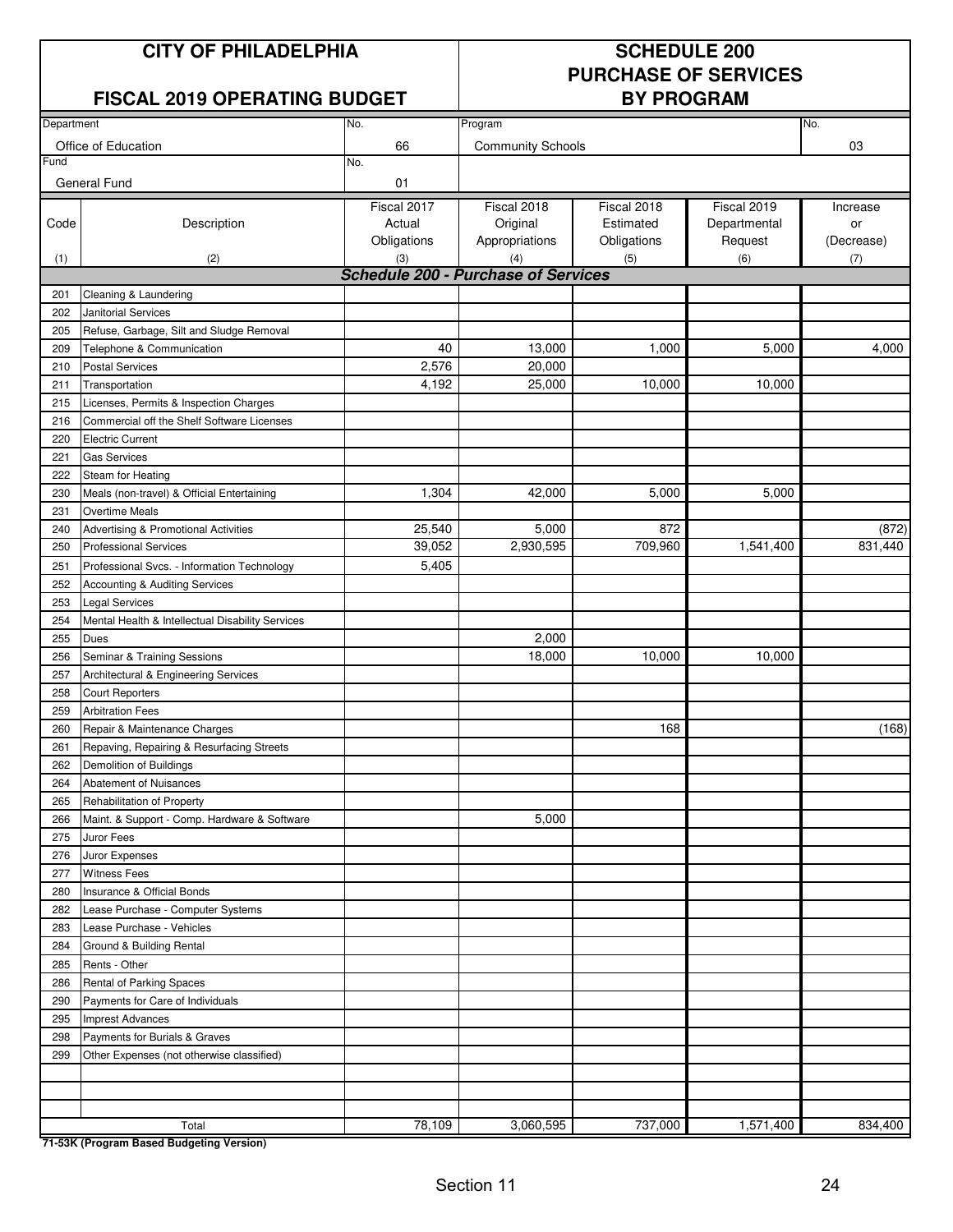# CITY OF PHILADELPHIA

## FISCAL 2019 OPERATING BUDGET

## SCHEDULE 200 PURCHASE OF SERVICES BY PROGRAM

| Department | No. | Program | No. |
|---|---|---|---|
| Office of Education | 66 | Community Schools | 03 |
| **Fund** | **No.** | | |
| General Fund | 01 | | |

| Code (1) | Description (2) | Fiscal 2017 Actual Obligations (3) | Fiscal 2018 Original Appropriations (4) | Fiscal 2018 Estimated Obligations (5) | Fiscal 2019 Departmental Request (6) | Increase or (Decrease) (7) |
|---|---|---|---|---|---|---|
| | ***Schedule 200 - Purchase of Services*** | | | | | |
| 201 | Cleaning & Laundering | | | | | |
| 202 | Janitorial Services | | | | | |
| 205 | Refuse, Garbage, Silt and Sludge Removal | | | | | |
| 209 | Telephone & Communication | 40 | 13,000 | 1,000 | 5,000 | 4,000 |
| 210 | Postal Services | 2,576 | 20,000 | | | |
| 211 | Transportation | 4,192 | 25,000 | 10,000 | 10,000 | |
| 215 | Licenses, Permits & Inspection Charges | | | | | |
| 216 | Commercial off the Shelf Software Licenses | | | | | |
| 220 | Electric Current | | | | | |
| 221 | Gas Services | | | | | |
| 222 | Steam for Heating | | | | | |
| 230 | Meals (non-travel) & Official Entertaining | 1,304 | 42,000 | 5,000 | 5,000 | |
| 231 | Overtime Meals | | | | | |
| 240 | Advertising & Promotional Activities | 25,540 | 5,000 | 872 | | (872) |
| 250 | Professional Services | 39,052 | 2,930,595 | 709,960 | 1,541,400 | 831,440 |
| 251 | Professional Svcs. - Information Technology | 5,405 | | | | |
| 252 | Accounting & Auditing Services | | | | | |
| 253 | Legal Services | | | | | |
| 254 | Mental Health & Intellectual Disability Services | | | | | |
| 255 | Dues | | 2,000 | | | |
| 256 | Seminar & Training Sessions | | 18,000 | 10,000 | 10,000 | |
| 257 | Architectural & Engineering Services | | | | | |
| 258 | Court Reporters | | | | | |
| 259 | Arbitration Fees | | | | | |
| 260 | Repair & Maintenance Charges | | | 168 | | (168) |
| 261 | Repaving, Repairing & Resurfacing Streets | | | | | |
| 262 | Demolition of Buildings | | | | | |
| 264 | Abatement of Nuisances | | | | | |
| 265 | Rehabilitation of Property | | | | | |
| 266 | Maint. & Support - Comp. Hardware & Software | | 5,000 | | | |
| 275 | Juror Fees | | | | | |
| 276 | Juror Expenses | | | | | |
| 277 | Witness Fees | | | | | |
| 280 | Insurance & Official Bonds | | | | | |
| 282 | Lease Purchase - Computer Systems | | | | | |
| 283 | Lease Purchase - Vehicles | | | | | |
| 284 | Ground & Building Rental | | | | | |
| 285 | Rents - Other | | | | | |
| 286 | Rental of Parking Spaces | | | | | |
| 290 | Payments for Care of Individuals | | | | | |
| 295 | Imprest Advances | | | | | |
| 298 | Payments for Burials & Graves | | | | | |
| 299 | Other Expenses (not otherwise classified) | | | | | |
| | | | | | | |
| | | | | | | |
| | | | | | | |
| | Total | 78,109 | 3,060,595 | 737,000 | 1,571,400 | 834,400 |

**71-53K (Program Based Budgeting Version)**

Section 11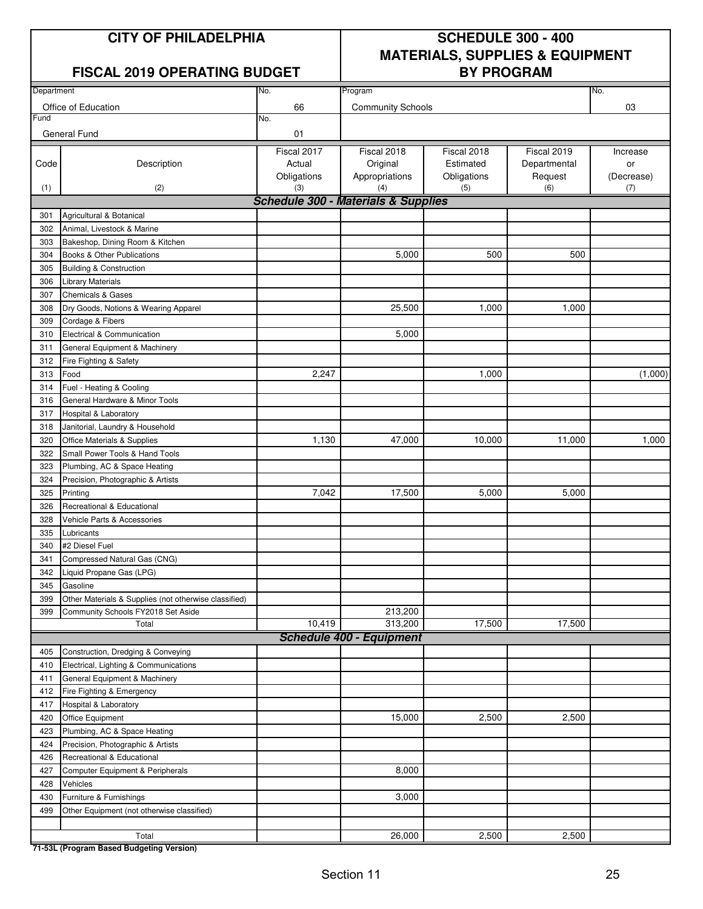# CITY OF PHILADELPHIA

## FISCAL 2019 OPERATING BUDGET

## SCHEDULE 300 - 400 MATERIALS, SUPPLIES & EQUIPMENT BY PROGRAM

| Department | No. | Program | No. |
|---|---|---|---|
| Office of Education | 66 | Community Schools | 03 |
| **Fund** | **No.** | | |
| General Fund | 01 | | |

| Code (1) | Description (2) | Fiscal 2017 Actual Obligations (3) | Fiscal 2018 Original Appropriations (4) | Fiscal 2018 Estimated Obligations (5) | Fiscal 2019 Departmental Request (6) | Increase or (Decrease) (7) |
|---|---|---|---|---|---|---|
| | ***Schedule 300 - Materials & Supplies*** | | | | | |
| 301 | Agricultural & Botanical | | | | | |
| 302 | Animal, Livestock & Marine | | | | | |
| 303 | Bakeshop, Dining Room & Kitchen | | | | | |
| 304 | Books & Other Publications | | 5,000 | 500 | 500 | |
| 305 | Building & Construction | | | | | |
| 306 | Library Materials | | | | | |
| 307 | Chemicals & Gases | | | | | |
| 308 | Dry Goods, Notions & Wearing Apparel | | 25,500 | 1,000 | 1,000 | |
| 309 | Cordage & Fibers | | | | | |
| 310 | Electrical & Communication | | 5,000 | | | |
| 311 | General Equipment & Machinery | | | | | |
| 312 | Fire Fighting & Safety | | | | | |
| 313 | Food | 2,247 | | 1,000 | | (1,000) |
| 314 | Fuel - Heating & Cooling | | | | | |
| 316 | General Hardware & Minor Tools | | | | | |
| 317 | Hospital & Laboratory | | | | | |
| 318 | Janitorial, Laundry & Household | | | | | |
| 320 | Office Materials & Supplies | 1,130 | 47,000 | 10,000 | 11,000 | 1,000 |
| 322 | Small Power Tools & Hand Tools | | | | | |
| 323 | Plumbing, AC & Space Heating | | | | | |
| 324 | Precision, Photographic & Artists | | | | | |
| 325 | Printing | 7,042 | 17,500 | 5,000 | 5,000 | |
| 326 | Recreational & Educational | | | | | |
| 328 | Vehicle Parts & Accessories | | | | | |
| 335 | Lubricants | | | | | |
| 340 | #2 Diesel Fuel | | | | | |
| 341 | Compressed Natural Gas (CNG) | | | | | |
| 342 | Liquid Propane Gas (LPG) | | | | | |
| 345 | Gasoline | | | | | |
| 399 | Other Materials & Supplies (not otherwise classified) | | | | | |
| 399 | Community Schools FY2018 Set Aside | | 213,200 | | | |
| | Total | 10,419 | 313,200 | 17,500 | 17,500 | |
| | ***Schedule 400 - Equipment*** | | | | | |
| 405 | Construction, Dredging & Conveying | | | | | |
| 410 | Electrical, Lighting & Communications | | | | | |
| 411 | General Equipment & Machinery | | | | | |
| 412 | Fire Fighting & Emergency | | | | | |
| 417 | Hospital & Laboratory | | | | | |
| 420 | Office Equipment | | 15,000 | 2,500 | 2,500 | |
| 423 | Plumbing, AC & Space Heating | | | | | |
| 424 | Precision, Photographic & Artists | | | | | |
| 426 | Recreational & Educational | | | | | |
| 427 | Computer Equipment & Peripherals | | 8,000 | | | |
| 428 | Vehicles | | | | | |
| 430 | Furniture & Furnishings | | 3,000 | | | |
| 499 | Other Equipment (not otherwise classified) | | | | | |
| | | | | | | |
| | Total | | 26,000 | 2,500 | 2,500 | |

**71-53L (Program Based Budgeting Version)**

Section 11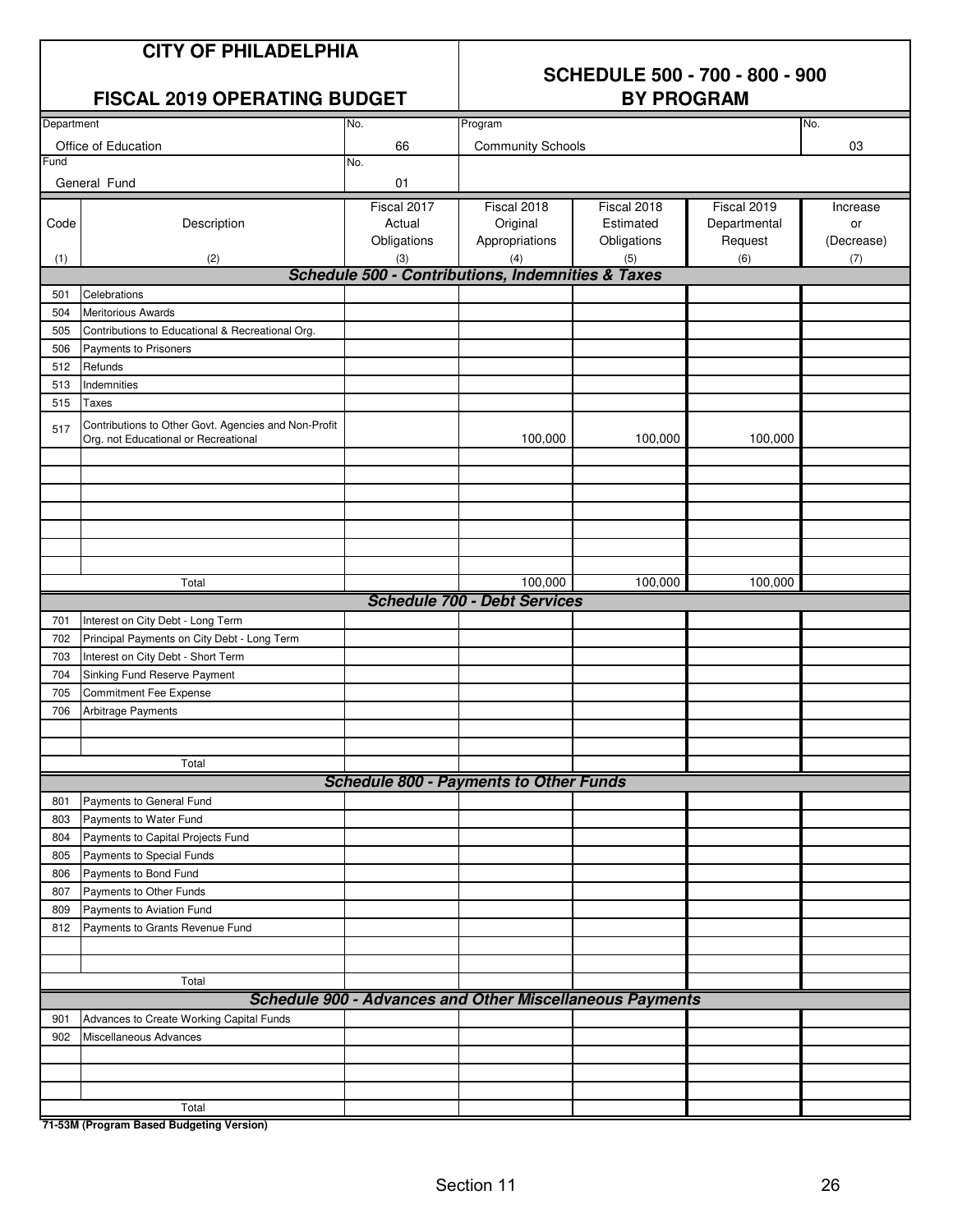# CITY OF PHILADELPHIA

## FISCAL 2019 OPERATING BUDGET

## SCHEDULE 500 - 700 - 800 - 900 BY PROGRAM

| Department | No. | Program | No. |
|---|---|---|---|
| Office of Education | 66 | Community Schools | 03 |
| Fund | No. | | |
| General Fund | 01 | | |

| Code (1) | Description (2) | Fiscal 2017 Actual Obligations (3) | Fiscal 2018 Original Appropriations (4) | Fiscal 2018 Estimated Obligations (5) | Fiscal 2019 Departmental Request (6) | Increase or (Decrease) (7) |
|---|---|---|---|---|---|---|
| | ***Schedule 500 - Contributions, Indemnities & Taxes*** | | | | | |
| 501 | Celebrations | | | | | |
| 504 | Meritorious Awards | | | | | |
| 505 | Contributions to Educational & Recreational Org. | | | | | |
| 506 | Payments to Prisoners | | | | | |
| 512 | Refunds | | | | | |
| 513 | Indemnities | | | | | |
| 515 | Taxes | | | | | |
| 517 | Contributions to Other Govt. Agencies and Non-Profit Org. not Educational or Recreational | | 100,000 | 100,000 | 100,000 | |
| | Total | | 100,000 | 100,000 | 100,000 | |
| | ***Schedule 700 - Debt Services*** | | | | | |
| 701 | Interest on City Debt - Long Term | | | | | |
| 702 | Principal Payments on City Debt - Long Term | | | | | |
| 703 | Interest on City Debt - Short Term | | | | | |
| 704 | Sinking Fund Reserve Payment | | | | | |
| 705 | Commitment Fee Expense | | | | | |
| 706 | Arbitrage Payments | | | | | |
| | Total | | | | | |
| | ***Schedule 800 - Payments to Other Funds*** | | | | | |
| 801 | Payments to General Fund | | | | | |
| 803 | Payments to Water Fund | | | | | |
| 804 | Payments to Capital Projects Fund | | | | | |
| 805 | Payments to Special Funds | | | | | |
| 806 | Payments to Bond Fund | | | | | |
| 807 | Payments to Other Funds | | | | | |
| 809 | Payments to Aviation Fund | | | | | |
| 812 | Payments to Grants Revenue Fund | | | | | |
| | Total | | | | | |
| | ***Schedule 900 - Advances and Other Miscellaneous Payments*** | | | | | |
| 901 | Advances to Create Working Capital Funds | | | | | |
| 902 | Miscellaneous Advances | | | | | |
| | Total | | | | | |

**71-53M (Program Based Budgeting Version)**

Section 11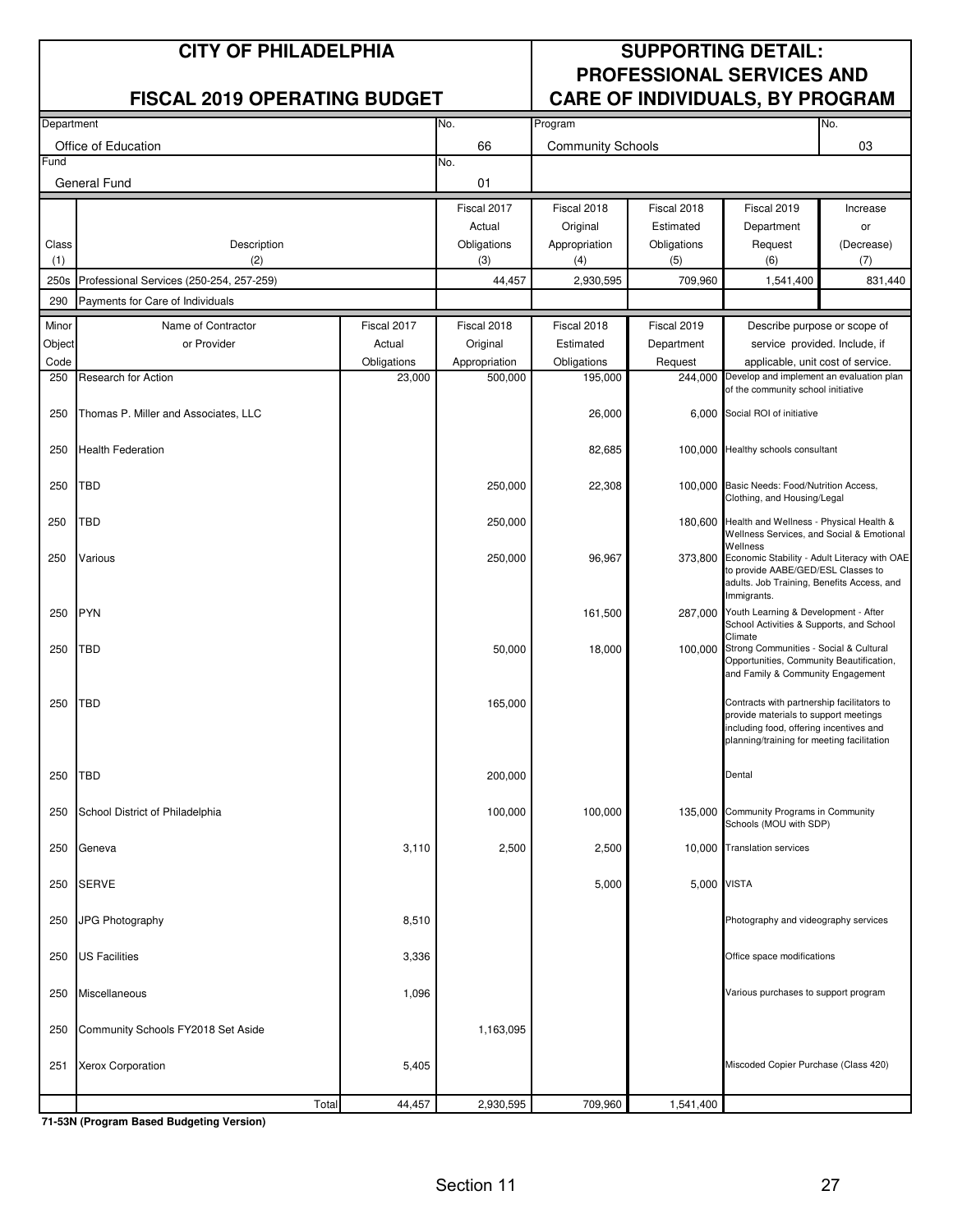# CITY OF PHILADELPHIA

## FISCAL 2019 OPERATING BUDGET

## SUPPORTING DETAIL: PROFESSIONAL SERVICES AND CARE OF INDIVIDUALS, BY PROGRAM

| Department | No. | Program | No. |
|---|---|---|---|
| Office of Education | 66 | Community Schools | 03 |
| **Fund** | **No.** | | |
| General Fund | 01 | | |

| Class (1) | Description (2) | Fiscal 2017 Actual Obligations (3) | Fiscal 2018 Original Appropriation (4) | Fiscal 2018 Estimated Obligations (5) | Fiscal 2019 Department Request (6) | Increase or (Decrease) (7) |
|---|---|---|---|---|---|---|
| 250s | Professional Services (250-254, 257-259) | 44,457 | 2,930,595 | 709,960 | 1,541,400 | 831,440 |
| 290 | Payments for Care of Individuals | | | | | |

| Minor Object Code | Name of Contractor or Provider | Fiscal 2017 Actual Obligations | Fiscal 2018 Original Appropriation | Fiscal 2018 Estimated Obligations | Fiscal 2019 Department Request | Describe purpose or scope of service provided. Include, if applicable, unit cost of service. |
|---|---|---|---|---|---|---|
| 250 | Research for Action | 23,000 | 500,000 | 195,000 | 244,000 | Develop and implement an evaluation plan of the community school initiative |
| 250 | Thomas P. Miller and Associates, LLC | | | 26,000 | 6,000 | Social ROI of initiative |
| 250 | Health Federation | | | 82,685 | 100,000 | Healthy schools consultant |
| 250 | TBD | | 250,000 | 22,308 | 100,000 | Basic Needs: Food/Nutrition Access, Clothing, and Housing/Legal |
| 250 | TBD | | 250,000 | | 180,600 | Health and Wellness - Physical Health & Wellness Services, and Social & Emotional Wellness |
| 250 | Various | | 250,000 | 96,967 | 373,800 | Economic Stability - Adult Literacy with OAE to provide AABE/GED/ESL Classes to adults. Job Training, Benefits Access, and Immigrants. |
| 250 | PYN | | | 161,500 | 287,000 | Youth Learning & Development - After School Activities & Supports, and School Climate |
| 250 | TBD | | 50,000 | 18,000 | 100,000 | Strong Communities - Social & Cultural Opportunities, Community Beautification, and Family & Community Engagement |
| 250 | TBD | | 165,000 | | | Contracts with partnership facilitators to provide materials to support meetings including food, offering incentives and planning/training for meeting facilitation |
| 250 | TBD | | 200,000 | | | Dental |
| 250 | School District of Philadelphia | | 100,000 | 100,000 | 135,000 | Community Programs in Community Schools (MOU with SDP) |
| 250 | Geneva | 3,110 | 2,500 | 2,500 | 10,000 | Translation services |
| 250 | SERVE | | | 5,000 | 5,000 | VISTA |
| 250 | JPG Photography | 8,510 | | | | Photography and videography services |
| 250 | US Facilities | 3,336 | | | | Office space modifications |
| 250 | Miscellaneous | 1,096 | | | | Various purchases to support program |
| 250 | Community Schools FY2018 Set Aside | | 1,163,095 | | | |
| 251 | Xerox Corporation | 5,405 | | | | Miscoded Copier Purchase (Class 420) |
| | Total | 44,457 | 2,930,595 | 709,960 | 1,541,400 | |

**71-53N (Program Based Budgeting Version)**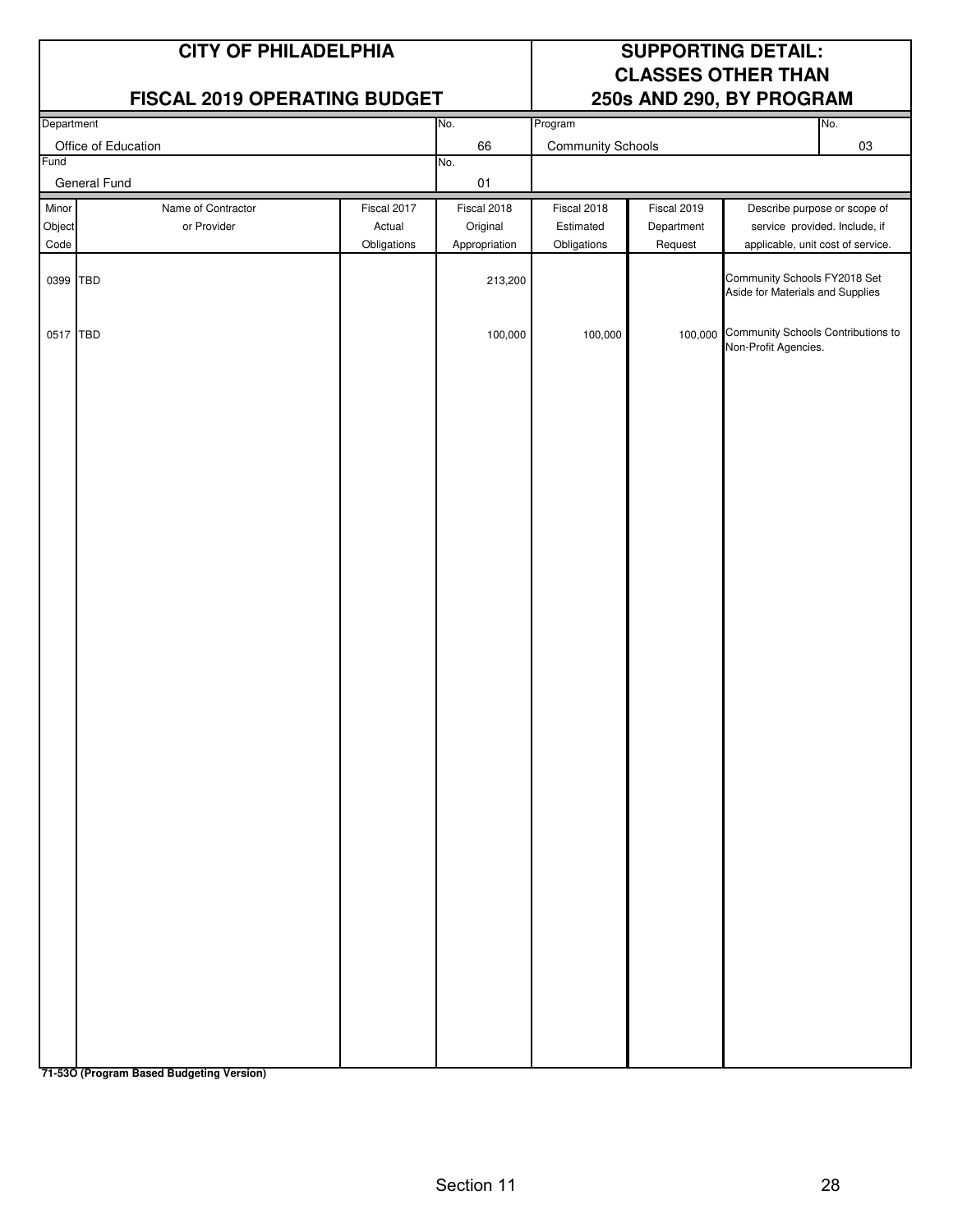# CITY OF PHILADELPHIA

# FISCAL 2019 OPERATING BUDGET

# SUPPORTING DETAIL: CLASSES OTHER THAN 250s AND 290, BY PROGRAM

| Department | No. | Program | No. |
|---|---|---|---|
| Office of Education | 66 | Community Schools | 03 |
| **Fund** | **No.** | | |
| General Fund | 01 | | |

| Minor Object Code | Name of Contractor or Provider | Fiscal 2017 Actual Obligations | Fiscal 2018 Original Appropriation | Fiscal 2018 Estimated Obligations | Fiscal 2019 Department Request | Describe purpose or scope of service provided. Include, if applicable, unit cost of service. |
|---|---|---|---|---|---|---|
| 0399 | TBD | | 213,200 | | | Community Schools FY2018 Set Aside for Materials and Supplies |
| 0517 | TBD | | 100,000 | 100,000 | 100,000 | Community Schools Contributions to Non-Profit Agencies. |

**71-53O (Program Based Budgeting Version)**

Section 11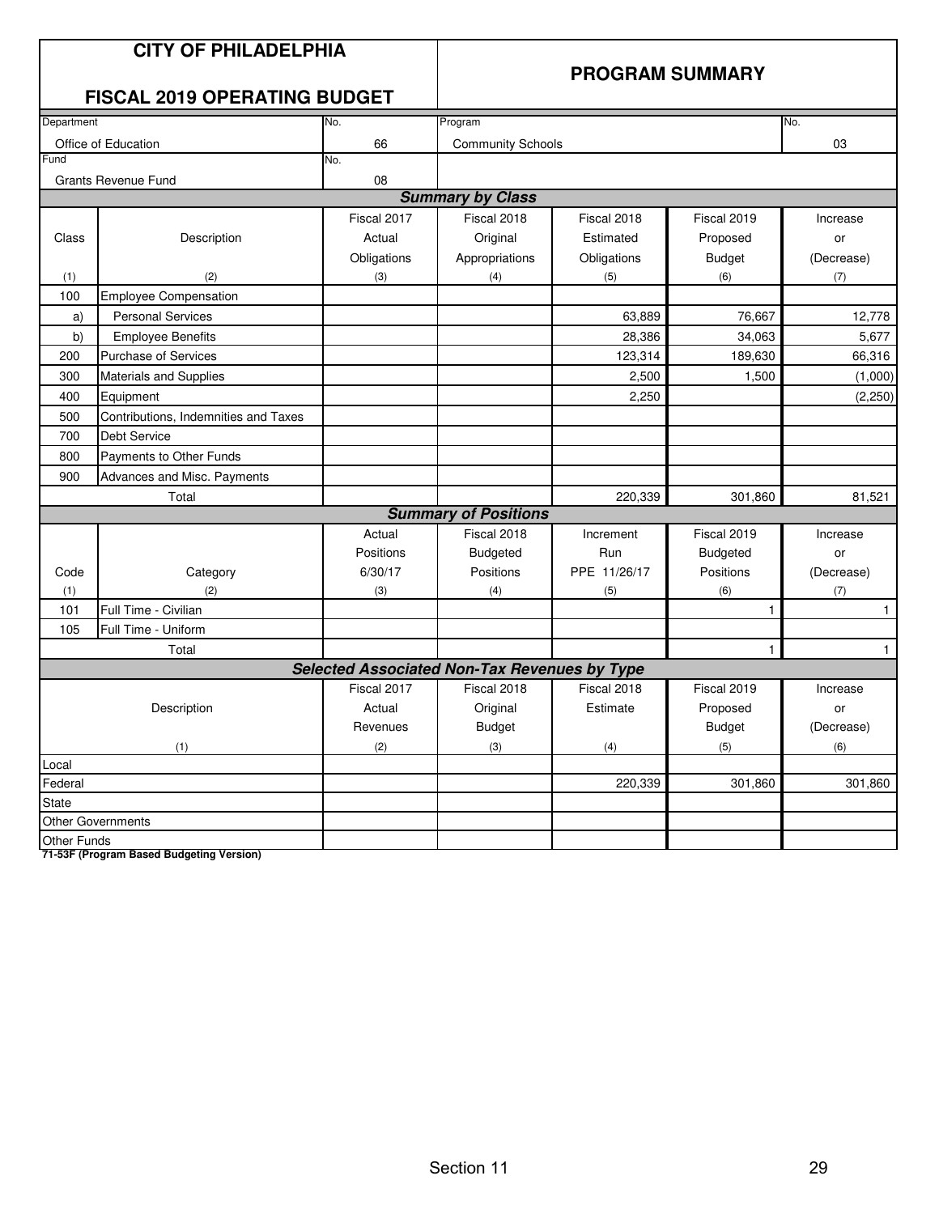# CITY OF PHILADELPHIA

## FISCAL 2019 OPERATING BUDGET

## PROGRAM SUMMARY

| Department | No. | Program | No. |
|---|---|---|---|
| Office of Education | 66 | Community Schools | 03 |
| **Fund** | **No.** | | |
| Grants Revenue Fund | 08 | | |

### Summary by Class

| Class (1) | Description (2) | Fiscal 2017 Actual Obligations (3) | Fiscal 2018 Original Appropriations (4) | Fiscal 2018 Estimated Obligations (5) | Fiscal 2019 Proposed Budget (6) | Increase or (Decrease) (7) |
|---|---|---|---|---|---|---|
| 100 | Employee Compensation | | | | | |
| a) | Personal Services | | | 63,889 | 76,667 | 12,778 |
| b) | Employee Benefits | | | 28,386 | 34,063 | 5,677 |
| 200 | Purchase of Services | | | 123,314 | 189,630 | 66,316 |
| 300 | Materials and Supplies | | | 2,500 | 1,500 | (1,000) |
| 400 | Equipment | | | 2,250 | | (2,250) |
| 500 | Contributions, Indemnities and Taxes | | | | | |
| 700 | Debt Service | | | | | |
| 800 | Payments to Other Funds | | | | | |
| 900 | Advances and Misc. Payments | | | | | |
| | Total | | | 220,339 | 301,860 | 81,521 |

### Summary of Positions

| Code (1) | Category (2) | Actual Positions 6/30/17 (3) | Fiscal 2018 Budgeted Positions (4) | Increment Run PPE 11/26/17 (5) | Fiscal 2019 Budgeted Positions (6) | Increase or (Decrease) (7) |
|---|---|---|---|---|---|---|
| 101 | Full Time - Civilian | | | | 1 | 1 |
| 105 | Full Time - Uniform | | | | | |
| | Total | | | | 1 | 1 |

### Selected Associated Non-Tax Revenues by Type

| Description (1) | Fiscal 2017 Actual Revenues (2) | Fiscal 2018 Original Budget (3) | Fiscal 2018 Estimate (4) | Fiscal 2019 Proposed Budget (5) | Increase or (Decrease) (6) |
|---|---|---|---|---|---|
| Local | | | | | |
| Federal | | | 220,339 | 301,860 | 301,860 |
| State | | | | | |
| Other Governments | | | | | |
| Other Funds | | | | | |

**71-53F (Program Based Budgeting Version)**

Section 11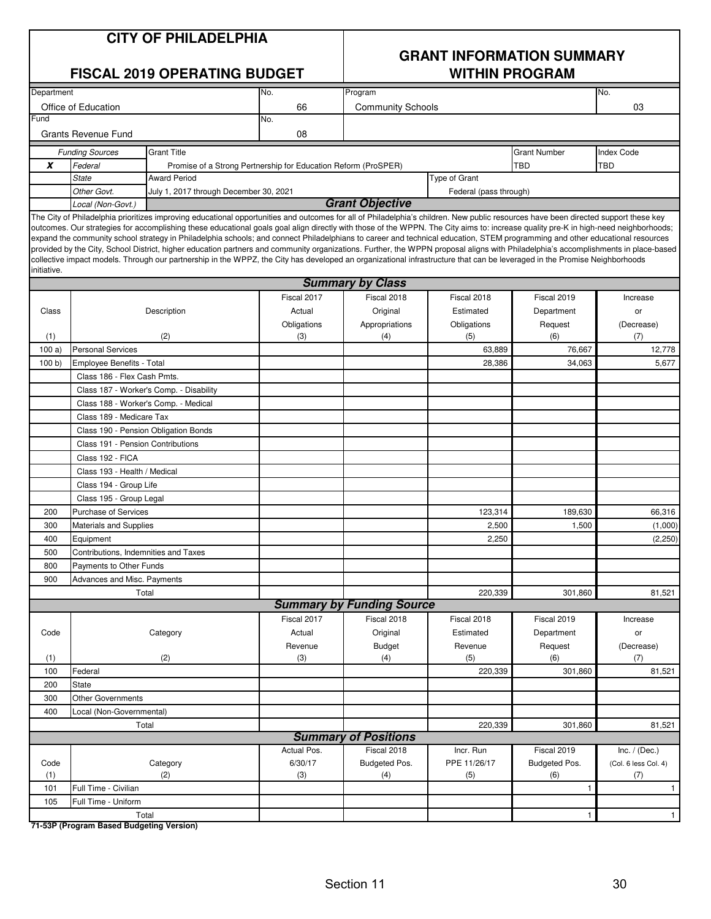# CITY OF PHILADELPHIA

## FISCAL 2019 OPERATING BUDGET

## GRANT INFORMATION SUMMARY WITHIN PROGRAM

| Department | No. | Program | No. |
|---|---|---|---|
| Office of Education | 66 | Community Schools | 03 |
| **Fund** | **No.** | | |
| Grants Revenue Fund | 08 | | |

| | Funding Sources | Grant Title | Grant Number | Index Code |
|---|---|---|---|---|
| x | *Federal* | Promise of a Strong Pertnership for Education Reform (ProSPER) | TBD | TBD |
| | *State* | Award Period | Type of Grant | |
| | *Other Govt.* | July 1, 2017 through December 30, 2021 | Federal (pass through) | |
| | *Local (Non-Govt.)* | | | |

### Grant Objective

The City of Philadelphia prioritizes improving educational opportunities and outcomes for all of Philadelphia's children. New public resources have been directed support these key outcomes. Our strategies for accomplishing these educational goals goal align directly with those of the WPPN. The City aims to: increase quality pre-K in high-need neighborhoods; expand the community school strategy in Philadelphia schools; and connect Philadelphians to career and technical education, STEM programming and other educational resources provided by the City, School District, higher education partners and community organizations. Further, the WPPN proposal aligns with Philadelphia's accomplishments in place-based collective impact models. Through our partnership in the WPPZ, the City has developed an organizational infrastructure that can be leveraged in the Promise Neighborhoods initiative.

### Summary by Class

| Class (1) | Description (2) | Fiscal 2017 Actual Obligations (3) | Fiscal 2018 Original Appropriations (4) | Fiscal 2018 Estimated Obligations (5) | Fiscal 2019 Department Request (6) | Increase or (Decrease) (7) |
|---|---|---|---|---|---|---|
| 100 a) | Personal Services | | | 63,889 | 76,667 | 12,778 |
| 100 b) | Employee Benefits - Total | | | 28,386 | 34,063 | 5,677 |
| | Class 186 - Flex Cash Pmts. | | | | | |
| | Class 187 - Worker's Comp. - Disability | | | | | |
| | Class 188 - Worker's Comp. - Medical | | | | | |
| | Class 189 - Medicare Tax | | | | | |
| | Class 190 - Pension Obligation Bonds | | | | | |
| | Class 191 - Pension Contributions | | | | | |
| | Class 192 - FICA | | | | | |
| | Class 193 - Health / Medical | | | | | |
| | Class 194 - Group Life | | | | | |
| | Class 195 - Group Legal | | | | | |
| 200 | Purchase of Services | | | 123,314 | 189,630 | 66,316 |
| 300 | Materials and Supplies | | | 2,500 | 1,500 | (1,000) |
| 400 | Equipment | | | 2,250 | | (2,250) |
| 500 | Contributions, Indemnities and Taxes | | | | | |
| 800 | Payments to Other Funds | | | | | |
| 900 | Advances and Misc. Payments | | | | | |
| | Total | | | 220,339 | 301,860 | 81,521 |

### Summary by Funding Source

| Code (1) | Category (2) | Fiscal 2017 Actual Revenue (3) | Fiscal 2018 Original Budget (4) | Fiscal 2018 Estimated Revenue (5) | Fiscal 2019 Department Request (6) | Increase or (Decrease) (7) |
|---|---|---|---|---|---|---|
| 100 | Federal | | | 220,339 | 301,860 | 81,521 |
| 200 | State | | | | | |
| 300 | Other Governments | | | | | |
| 400 | Local (Non-Governmental) | | | | | |
| | Total | | | 220,339 | 301,860 | 81,521 |

### Summary of Positions

| Code (1) | Category (2) | Actual Pos. 6/30/17 (3) | Fiscal 2018 Budgeted Pos. (4) | Incr. Run PPE 11/26/17 (5) | Fiscal 2019 Budgeted Pos. (6) | Inc. / (Dec.) (Col. 6 less Col. 4) (7) |
|---|---|---|---|---|---|---|
| 101 | Full Time - Civilian | | | | 1 | 1 |
| 105 | Full Time - Uniform | | | | | |
| | Total | | | | 1 | 1 |

**71-53P (Program Based Budgeting Version)**

Section 11